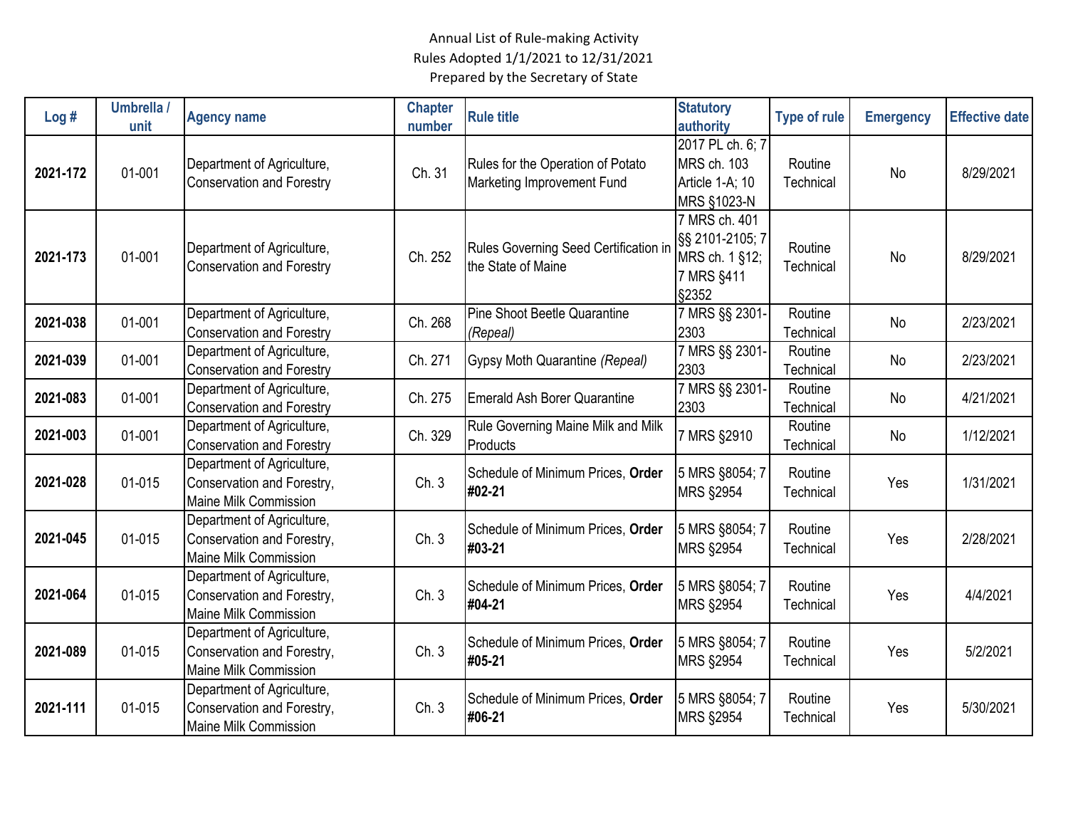Annual List of Rule-making Activity
Rules Adopted 1/1/2021 to 12/31/2021
Prepared by the Secretary of State

| Log # | Umbrella / unit | Agency name | Chapter number | Rule title | Statutory authority | Type of rule | Emergency | Effective date |
|---|---|---|---|---|---|---|---|---|
| **2021-172** | 01-001 | Department of Agriculture, Conservation and Forestry | Ch. 31 | Rules for the Operation of Potato Marketing Improvement Fund | 2017 PL ch. 6; 7 MRS ch. 103 Article 1-A; 10 MRS §1023-N | Routine Technical | No | 8/29/2021 |
| **2021-173** | 01-001 | Department of Agriculture, Conservation and Forestry | Ch. 252 | Rules Governing Seed Certification in the State of Maine | 7 MRS ch. 401 §§ 2101-2105; 7 MRS ch. 1 §12; 7 MRS §411 §2352 | Routine Technical | No | 8/29/2021 |
| **2021-038** | 01-001 | Department of Agriculture, Conservation and Forestry | Ch. 268 | Pine Shoot Beetle Quarantine *(Repeal)* | 7 MRS §§ 2301-2303 | Routine Technical | No | 2/23/2021 |
| **2021-039** | 01-001 | Department of Agriculture, Conservation and Forestry | Ch. 271 | Gypsy Moth Quarantine *(Repeal)* | 7 MRS §§ 2301-2303 | Routine Technical | No | 2/23/2021 |
| **2021-083** | 01-001 | Department of Agriculture, Conservation and Forestry | Ch. 275 | Emerald Ash Borer Quarantine | 7 MRS §§ 2301-2303 | Routine Technical | No | 4/21/2021 |
| **2021-003** | 01-001 | Department of Agriculture, Conservation and Forestry | Ch. 329 | Rule Governing Maine Milk and Milk Products | 7 MRS §2910 | Routine Technical | No | 1/12/2021 |
| **2021-028** | 01-015 | Department of Agriculture, Conservation and Forestry, Maine Milk Commission | Ch. 3 | Schedule of Minimum Prices, **Order #02-21** | 5 MRS §8054; 7 MRS §2954 | Routine Technical | Yes | 1/31/2021 |
| **2021-045** | 01-015 | Department of Agriculture, Conservation and Forestry, Maine Milk Commission | Ch. 3 | Schedule of Minimum Prices, **Order #03-21** | 5 MRS §8054; 7 MRS §2954 | Routine Technical | Yes | 2/28/2021 |
| **2021-064** | 01-015 | Department of Agriculture, Conservation and Forestry, Maine Milk Commission | Ch. 3 | Schedule of Minimum Prices, **Order #04-21** | 5 MRS §8054; 7 MRS §2954 | Routine Technical | Yes | 4/4/2021 |
| **2021-089** | 01-015 | Department of Agriculture, Conservation and Forestry, Maine Milk Commission | Ch. 3 | Schedule of Minimum Prices, **Order #05-21** | 5 MRS §8054; 7 MRS §2954 | Routine Technical | Yes | 5/2/2021 |
| **2021-111** | 01-015 | Department of Agriculture, Conservation and Forestry, Maine Milk Commission | Ch. 3 | Schedule of Minimum Prices, **Order #06-21** | 5 MRS §8054; 7 MRS §2954 | Routine Technical | Yes | 5/30/2021 |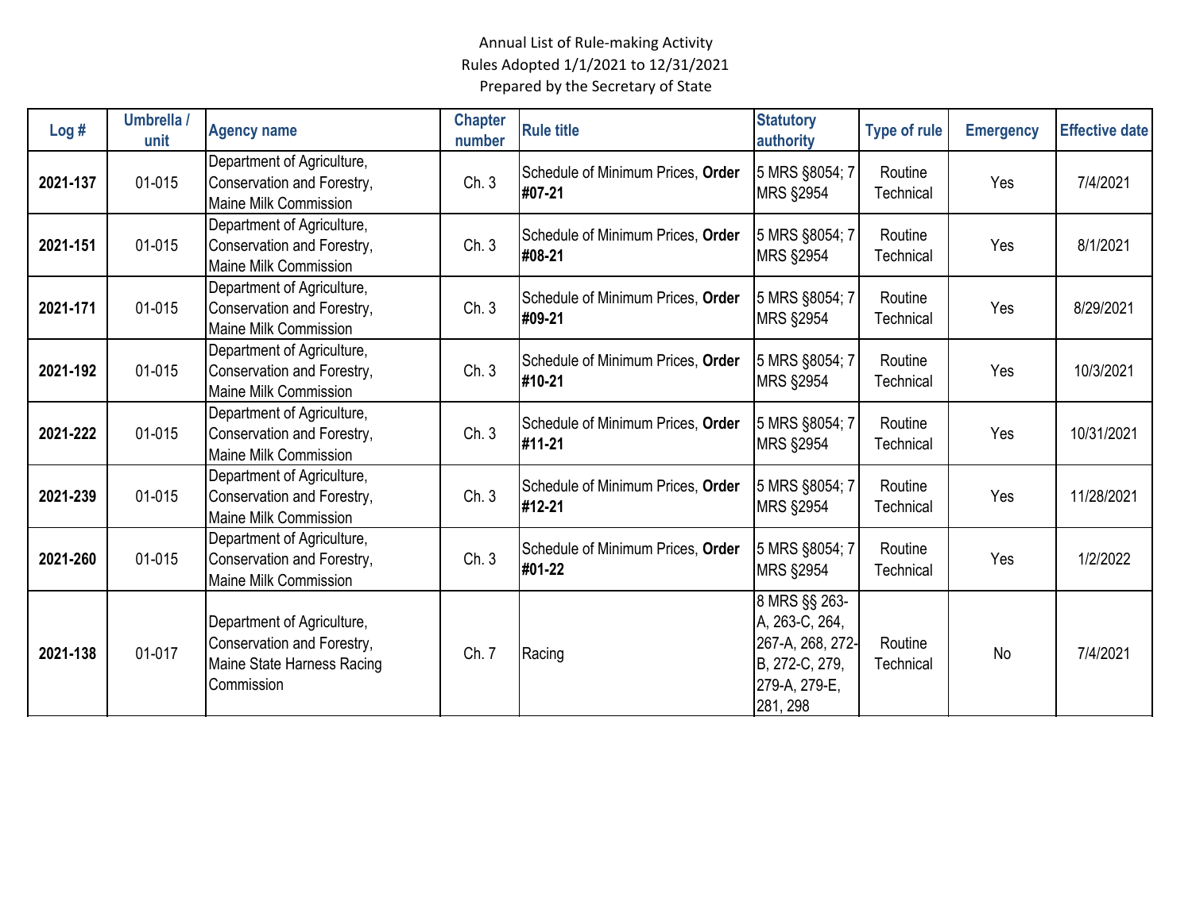Annual List of Rule-making Activity
Rules Adopted 1/1/2021 to 12/31/2021
Prepared by the Secretary of State

| Log # | Umbrella / unit | Agency name | Chapter number | Rule title | Statutory authority | Type of rule | Emergency | Effective date |
|---|---|---|---|---|---|---|---|---|
| **2021-137** | 01-015 | Department of Agriculture, Conservation and Forestry, Maine Milk Commission | Ch. 3 | Schedule of Minimum Prices, **Order #07-21** | 5 MRS §8054; 7 MRS §2954 | Routine Technical | Yes | 7/4/2021 |
| **2021-151** | 01-015 | Department of Agriculture, Conservation and Forestry, Maine Milk Commission | Ch. 3 | Schedule of Minimum Prices, **Order #08-21** | 5 MRS §8054; 7 MRS §2954 | Routine Technical | Yes | 8/1/2021 |
| **2021-171** | 01-015 | Department of Agriculture, Conservation and Forestry, Maine Milk Commission | Ch. 3 | Schedule of Minimum Prices, **Order #09-21** | 5 MRS §8054; 7 MRS §2954 | Routine Technical | Yes | 8/29/2021 |
| **2021-192** | 01-015 | Department of Agriculture, Conservation and Forestry, Maine Milk Commission | Ch. 3 | Schedule of Minimum Prices, **Order #10-21** | 5 MRS §8054; 7 MRS §2954 | Routine Technical | Yes | 10/3/2021 |
| **2021-222** | 01-015 | Department of Agriculture, Conservation and Forestry, Maine Milk Commission | Ch. 3 | Schedule of Minimum Prices, **Order #11-21** | 5 MRS §8054; 7 MRS §2954 | Routine Technical | Yes | 10/31/2021 |
| **2021-239** | 01-015 | Department of Agriculture, Conservation and Forestry, Maine Milk Commission | Ch. 3 | Schedule of Minimum Prices, **Order #12-21** | 5 MRS §8054; 7 MRS §2954 | Routine Technical | Yes | 11/28/2021 |
| **2021-260** | 01-015 | Department of Agriculture, Conservation and Forestry, Maine Milk Commission | Ch. 3 | Schedule of Minimum Prices, **Order #01-22** | 5 MRS §8054; 7 MRS §2954 | Routine Technical | Yes | 1/2/2022 |
| **2021-138** | 01-017 | Department of Agriculture, Conservation and Forestry, Maine State Harness Racing Commission | Ch. 7 | Racing | 8 MRS §§ 263-A, 263-C, 264, 267-A, 268, 272-B, 272-C, 279, 279-A, 279-E, 281, 298 | Routine Technical | No | 7/4/2021 |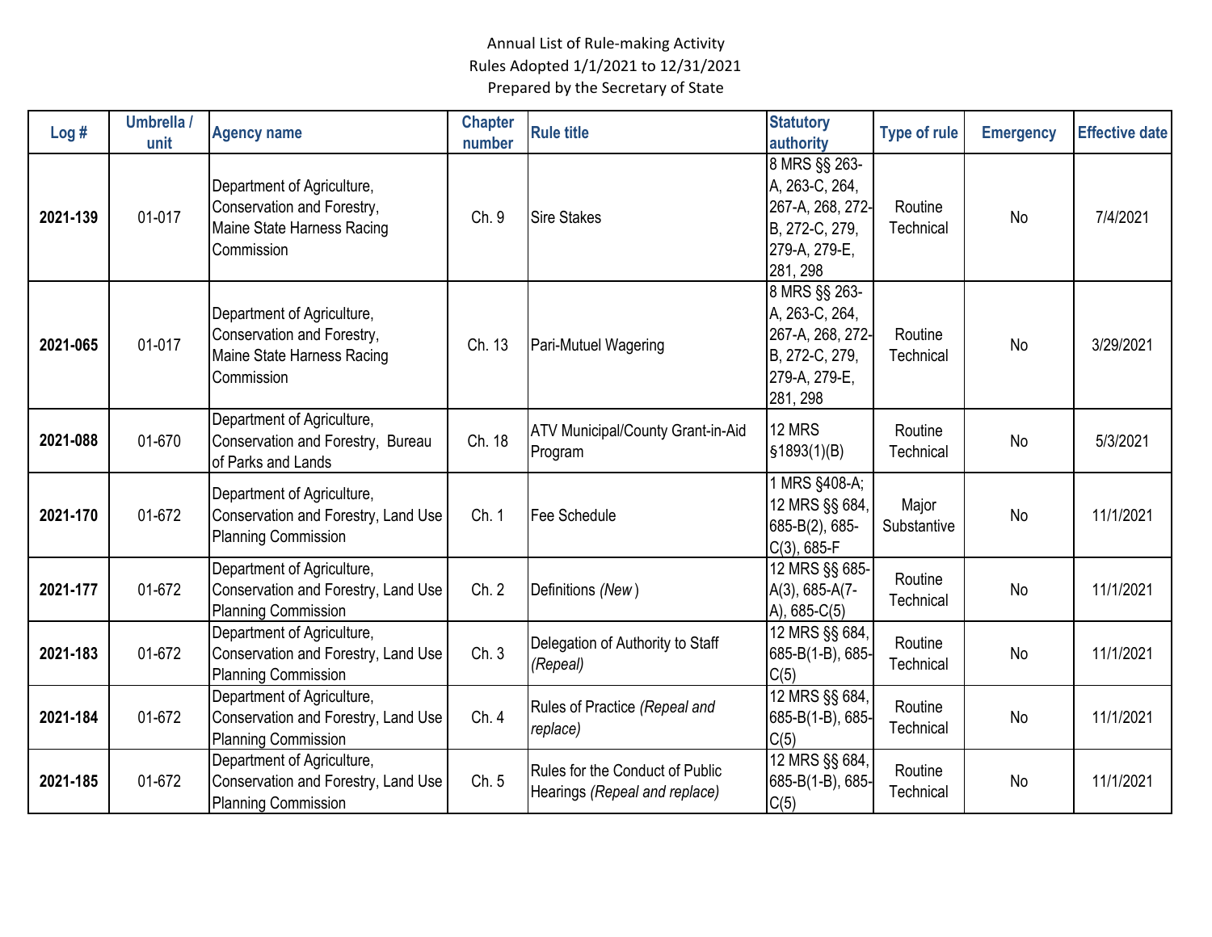Annual List of Rule-making Activity
Rules Adopted 1/1/2021 to 12/31/2021
Prepared by the Secretary of State

| Log # | Umbrella / unit | Agency name | Chapter number | Rule title | Statutory authority | Type of rule | Emergency | Effective date |
|---|---|---|---|---|---|---|---|---|
| **2021-139** | 01-017 | Department of Agriculture, Conservation and Forestry, Maine State Harness Racing Commission | Ch. 9 | Sire Stakes | 8 MRS §§ 263-A, 263-C, 264, 267-A, 268, 272-B, 272-C, 279, 279-A, 279-E, 281, 298 | Routine Technical | No | 7/4/2021 |
| **2021-065** | 01-017 | Department of Agriculture, Conservation and Forestry, Maine State Harness Racing Commission | Ch. 13 | Pari-Mutuel Wagering | 8 MRS §§ 263-A, 263-C, 264, 267-A, 268, 272-B, 272-C, 279, 279-A, 279-E, 281, 298 | Routine Technical | No | 3/29/2021 |
| **2021-088** | 01-670 | Department of Agriculture, Conservation and Forestry, Bureau of Parks and Lands | Ch. 18 | ATV Municipal/County Grant-in-Aid Program | 12 MRS §1893(1)(B) | Routine Technical | No | 5/3/2021 |
| **2021-170** | 01-672 | Department of Agriculture, Conservation and Forestry, Land Use Planning Commission | Ch. 1 | Fee Schedule | 1 MRS §408-A; 12 MRS §§ 684, 685-B(2), 685-C(3), 685-F | Major Substantive | No | 11/1/2021 |
| **2021-177** | 01-672 | Department of Agriculture, Conservation and Forestry, Land Use Planning Commission | Ch. 2 | Definitions *(New)* | 12 MRS §§ 685-A(3), 685-A(7-A), 685-C(5) | Routine Technical | No | 11/1/2021 |
| **2021-183** | 01-672 | Department of Agriculture, Conservation and Forestry, Land Use Planning Commission | Ch. 3 | Delegation of Authority to Staff *(Repeal)* | 12 MRS §§ 684, 685-B(1-B), 685-C(5) | Routine Technical | No | 11/1/2021 |
| **2021-184** | 01-672 | Department of Agriculture, Conservation and Forestry, Land Use Planning Commission | Ch. 4 | Rules of Practice *(Repeal and replace)* | 12 MRS §§ 684, 685-B(1-B), 685-C(5) | Routine Technical | No | 11/1/2021 |
| **2021-185** | 01-672 | Department of Agriculture, Conservation and Forestry, Land Use Planning Commission | Ch. 5 | Rules for the Conduct of Public Hearings *(Repeal and replace)* | 12 MRS §§ 684, 685-B(1-B), 685-C(5) | Routine Technical | No | 11/1/2021 |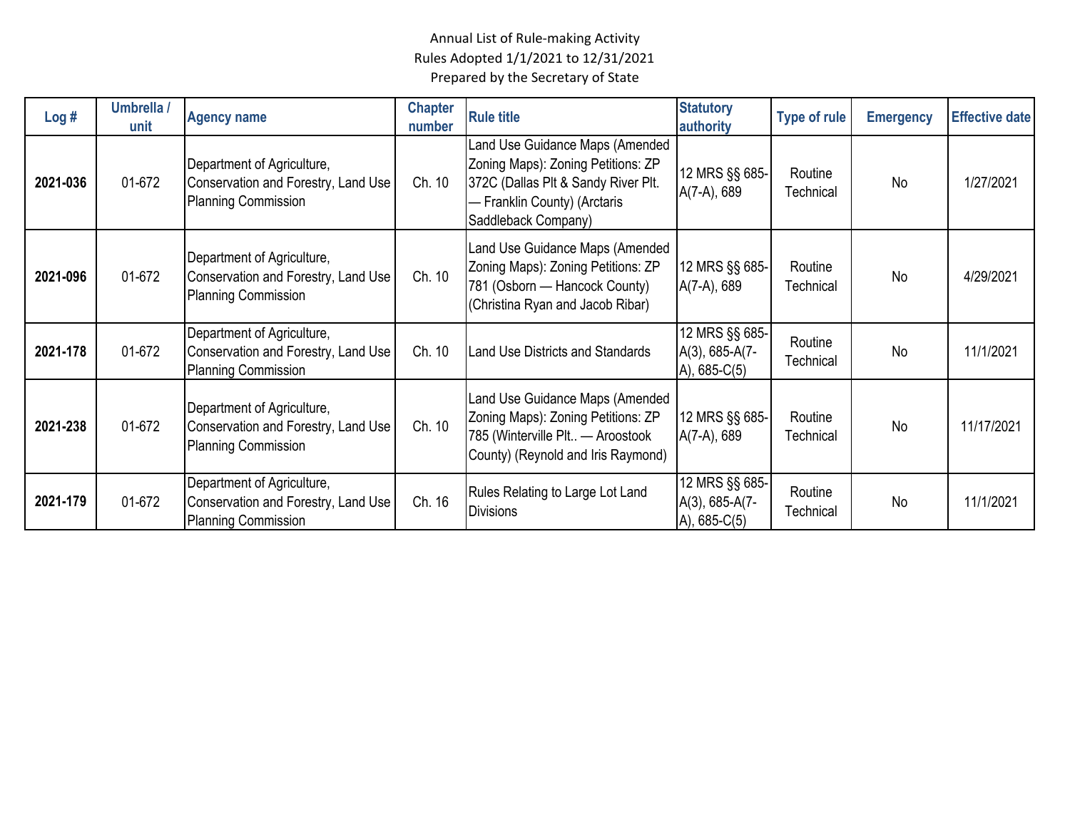Annual List of Rule-making Activity
Rules Adopted 1/1/2021 to 12/31/2021
Prepared by the Secretary of State

| Log # | Umbrella / unit | Agency name | Chapter number | Rule title | Statutory authority | Type of rule | Emergency | Effective date |
|---|---|---|---|---|---|---|---|---|
| **2021-036** | 01-672 | Department of Agriculture, Conservation and Forestry, Land Use Planning Commission | Ch. 10 | Land Use Guidance Maps (Amended Zoning Maps): Zoning Petitions: ZP 372C (Dallas Plt & Sandy River Plt. — Franklin County) (Arctaris Saddleback Company) | 12 MRS §§ 685-A(7-A), 689 | Routine Technical | No | 1/27/2021 |
| **2021-096** | 01-672 | Department of Agriculture, Conservation and Forestry, Land Use Planning Commission | Ch. 10 | Land Use Guidance Maps (Amended Zoning Maps): Zoning Petitions: ZP 781 (Osborn — Hancock County) (Christina Ryan and Jacob Ribar) | 12 MRS §§ 685-A(7-A), 689 | Routine Technical | No | 4/29/2021 |
| **2021-178** | 01-672 | Department of Agriculture, Conservation and Forestry, Land Use Planning Commission | Ch. 10 | Land Use Districts and Standards | 12 MRS §§ 685-A(3), 685-A(7-A), 685-C(5) | Routine Technical | No | 11/1/2021 |
| **2021-238** | 01-672 | Department of Agriculture, Conservation and Forestry, Land Use Planning Commission | Ch. 10 | Land Use Guidance Maps (Amended Zoning Maps): Zoning Petitions: ZP 785 (Winterville Plt.. — Aroostook County) (Reynold and Iris Raymond) | 12 MRS §§ 685-A(7-A), 689 | Routine Technical | No | 11/17/2021 |
| **2021-179** | 01-672 | Department of Agriculture, Conservation and Forestry, Land Use Planning Commission | Ch. 16 | Rules Relating to Large Lot Land Divisions | 12 MRS §§ 685-A(3), 685-A(7-A), 685-C(5) | Routine Technical | No | 11/1/2021 |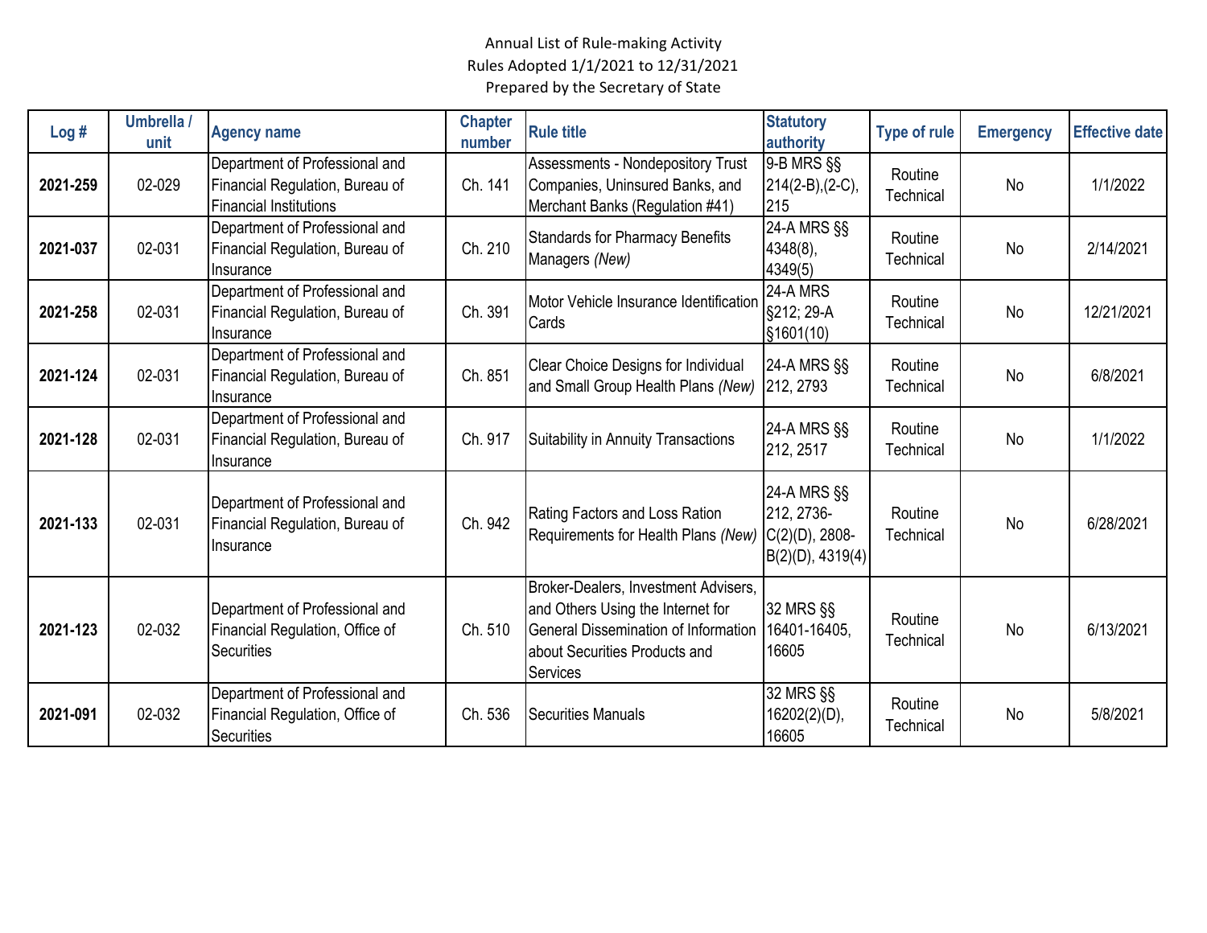Annual List of Rule-making Activity
Rules Adopted 1/1/2021 to 12/31/2021
Prepared by the Secretary of State

| Log # | Umbrella / unit | Agency name | Chapter number | Rule title | Statutory authority | Type of rule | Emergency | Effective date |
|---|---|---|---|---|---|---|---|---|
| **2021-259** | 02-029 | Department of Professional and Financial Regulation, Bureau of Financial Institutions | Ch. 141 | Assessments - Nondepository Trust Companies, Uninsured Banks, and Merchant Banks (Regulation #41) | 9-B MRS §§ 214(2-B),(2-C), 215 | Routine Technical | No | 1/1/2022 |
| **2021-037** | 02-031 | Department of Professional and Financial Regulation, Bureau of Insurance | Ch. 210 | Standards for Pharmacy Benefits Managers *(New)* | 24-A MRS §§ 4348(8), 4349(5) | Routine Technical | No | 2/14/2021 |
| **2021-258** | 02-031 | Department of Professional and Financial Regulation, Bureau of Insurance | Ch. 391 | Motor Vehicle Insurance Identification Cards | 24-A MRS §212; 29-A §1601(10) | Routine Technical | No | 12/21/2021 |
| **2021-124** | 02-031 | Department of Professional and Financial Regulation, Bureau of Insurance | Ch. 851 | Clear Choice Designs for Individual and Small Group Health Plans *(New)* | 24-A MRS §§ 212, 2793 | Routine Technical | No | 6/8/2021 |
| **2021-128** | 02-031 | Department of Professional and Financial Regulation, Bureau of Insurance | Ch. 917 | Suitability in Annuity Transactions | 24-A MRS §§ 212, 2517 | Routine Technical | No | 1/1/2022 |
| **2021-133** | 02-031 | Department of Professional and Financial Regulation, Bureau of Insurance | Ch. 942 | Rating Factors and Loss Ration Requirements for Health Plans *(New)* | 24-A MRS §§ 212, 2736-C(2)(D), 2808-B(2)(D), 4319(4) | Routine Technical | No | 6/28/2021 |
| **2021-123** | 02-032 | Department of Professional and Financial Regulation, Office of Securities | Ch. 510 | Broker-Dealers, Investment Advisers, and Others Using the Internet for General Dissemination of Information about Securities Products and Services | 32 MRS §§ 16401-16405, 16605 | Routine Technical | No | 6/13/2021 |
| **2021-091** | 02-032 | Department of Professional and Financial Regulation, Office of Securities | Ch. 536 | Securities Manuals | 32 MRS §§ 16202(2)(D), 16605 | Routine Technical | No | 5/8/2021 |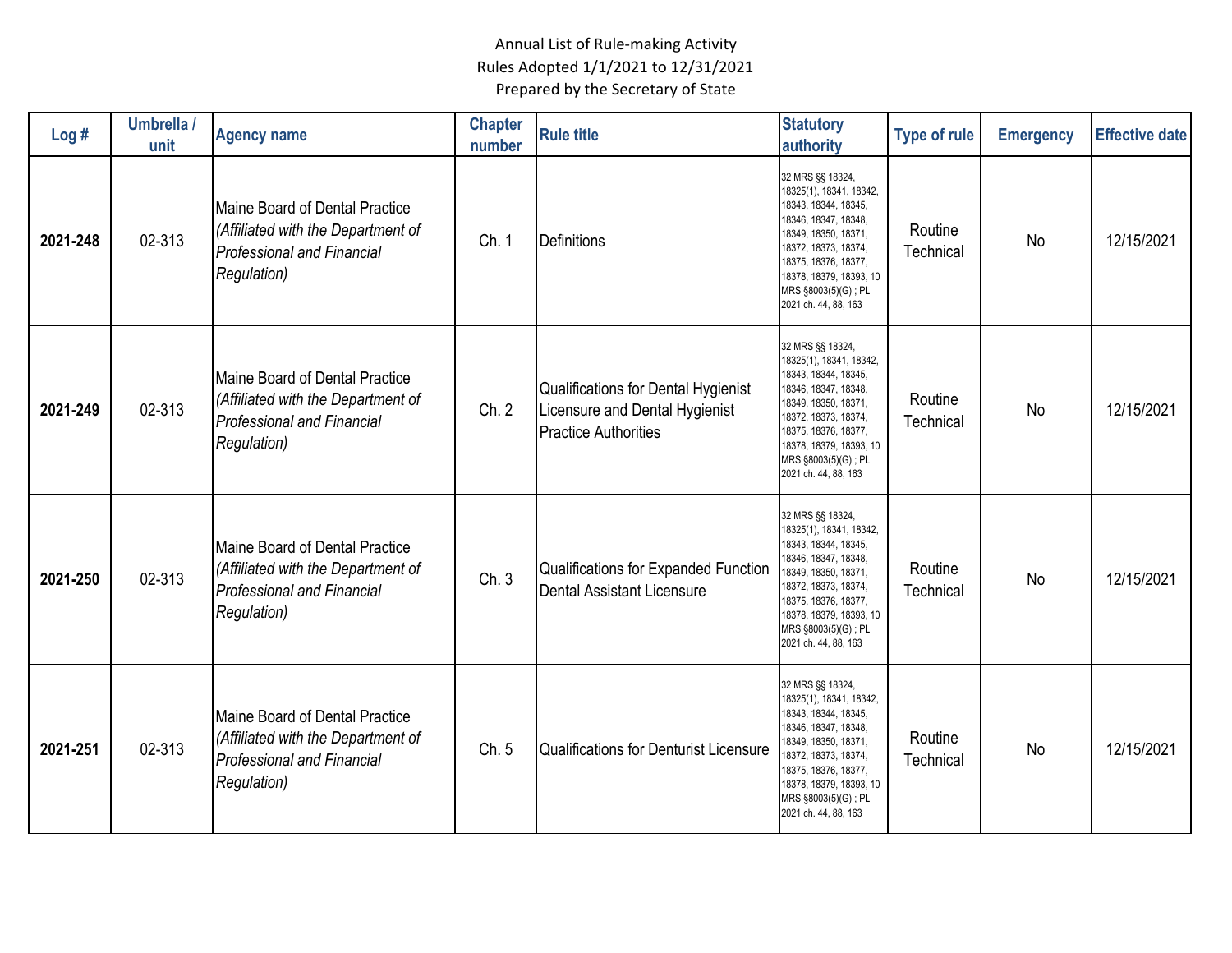Annual List of Rule-making Activity
Rules Adopted 1/1/2021 to 12/31/2021
Prepared by the Secretary of State

| Log # | Umbrella / unit | Agency name | Chapter number | Rule title | Statutory authority | Type of rule | Emergency | Effective date |
|---|---|---|---|---|---|---|---|---|
| **2021-248** | 02-313 | Maine Board of Dental Practice *(Affiliated with the Department of Professional and Financial Regulation)* | Ch. 1 | Definitions | 32 MRS §§ 18324, 18325(1), 18341, 18342, 18343, 18344, 18345, 18346, 18347, 18348, 18349, 18350, 18371, 18372, 18373, 18374, 18375, 18376, 18377, 18378, 18379, 18393, 10 MRS §8003(5)(G) ; PL 2021 ch. 44, 88, 163 | Routine Technical | No | 12/15/2021 |
| **2021-249** | 02-313 | Maine Board of Dental Practice *(Affiliated with the Department of Professional and Financial Regulation)* | Ch. 2 | Qualifications for Dental Hygienist Licensure and Dental Hygienist Practice Authorities | 32 MRS §§ 18324, 18325(1), 18341, 18342, 18343, 18344, 18345, 18346, 18347, 18348, 18349, 18350, 18371, 18372, 18373, 18374, 18375, 18376, 18377, 18378, 18379, 18393, 10 MRS §8003(5)(G) ; PL 2021 ch. 44, 88, 163 | Routine Technical | No | 12/15/2021 |
| **2021-250** | 02-313 | Maine Board of Dental Practice *(Affiliated with the Department of Professional and Financial Regulation)* | Ch. 3 | Qualifications for Expanded Function Dental Assistant Licensure | 32 MRS §§ 18324, 18325(1), 18341, 18342, 18343, 18344, 18345, 18346, 18347, 18348, 18349, 18350, 18371, 18372, 18373, 18374, 18375, 18376, 18377, 18378, 18379, 18393, 10 MRS §8003(5)(G) ; PL 2021 ch. 44, 88, 163 | Routine Technical | No | 12/15/2021 |
| **2021-251** | 02-313 | Maine Board of Dental Practice *(Affiliated with the Department of Professional and Financial Regulation)* | Ch. 5 | Qualifications for Denturist Licensure | 32 MRS §§ 18324, 18325(1), 18341, 18342, 18343, 18344, 18345, 18346, 18347, 18348, 18349, 18350, 18371, 18372, 18373, 18374, 18375, 18376, 18377, 18378, 18379, 18393, 10 MRS §8003(5)(G) ; PL 2021 ch. 44, 88, 163 | Routine Technical | No | 12/15/2021 |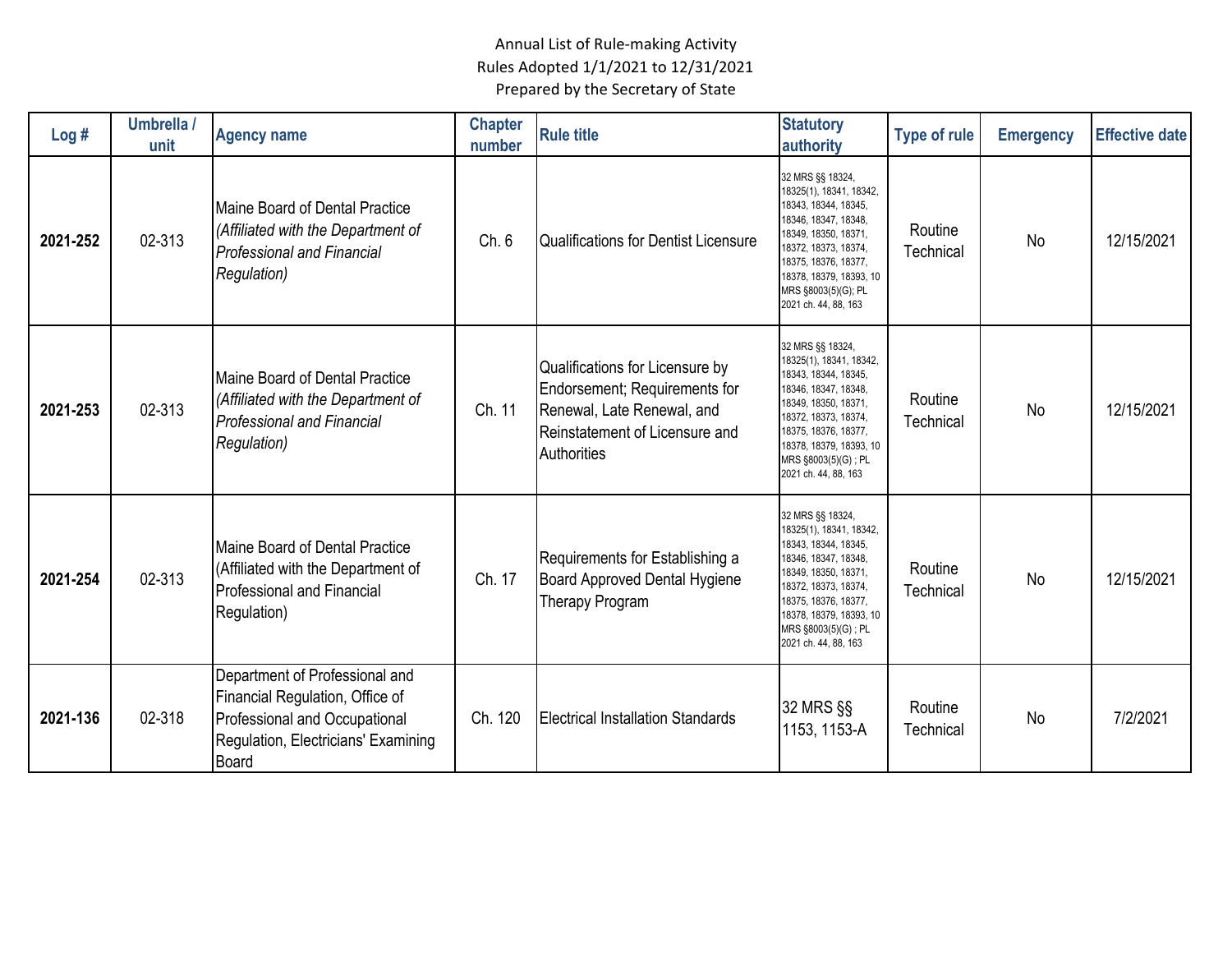Annual List of Rule-making Activity
Rules Adopted 1/1/2021 to 12/31/2021
Prepared by the Secretary of State

| Log # | Umbrella / unit | Agency name | Chapter number | Rule title | Statutory authority | Type of rule | Emergency | Effective date |
|---|---|---|---|---|---|---|---|---|
| **2021-252** | 02-313 | Maine Board of Dental Practice *(Affiliated with the Department of Professional and Financial Regulation)* | Ch. 6 | Qualifications for Dentist Licensure | 32 MRS §§ 18324, 18325(1), 18341, 18342, 18343, 18344, 18345, 18346, 18347, 18348, 18349, 18350, 18371, 18372, 18373, 18374, 18375, 18376, 18377, 18378, 18379, 18393, 10 MRS §8003(5)(G); PL 2021 ch. 44, 88, 163 | Routine Technical | No | 12/15/2021 |
| **2021-253** | 02-313 | Maine Board of Dental Practice *(Affiliated with the Department of Professional and Financial Regulation)* | Ch. 11 | Qualifications for Licensure by Endorsement; Requirements for Renewal, Late Renewal, and Reinstatement of Licensure and Authorities | 32 MRS §§ 18324, 18325(1), 18341, 18342, 18343, 18344, 18345, 18346, 18347, 18348, 18349, 18350, 18371, 18372, 18373, 18374, 18375, 18376, 18377, 18378, 18379, 18393, 10 MRS §8003(5)(G) ; PL 2021 ch. 44, 88, 163 | Routine Technical | No | 12/15/2021 |
| **2021-254** | 02-313 | Maine Board of Dental Practice (Affiliated with the Department of Professional and Financial Regulation) | Ch. 17 | Requirements for Establishing a Board Approved Dental Hygiene Therapy Program | 32 MRS §§ 18324, 18325(1), 18341, 18342, 18343, 18344, 18345, 18346, 18347, 18348, 18349, 18350, 18371, 18372, 18373, 18374, 18375, 18376, 18377, 18378, 18379, 18393, 10 MRS §8003(5)(G) ; PL 2021 ch. 44, 88, 163 | Routine Technical | No | 12/15/2021 |
| **2021-136** | 02-318 | Department of Professional and Financial Regulation, Office of Professional and Occupational Regulation, Electricians' Examining Board | Ch. 120 | Electrical Installation Standards | 32 MRS §§ 1153, 1153-A | Routine Technical | No | 7/2/2021 |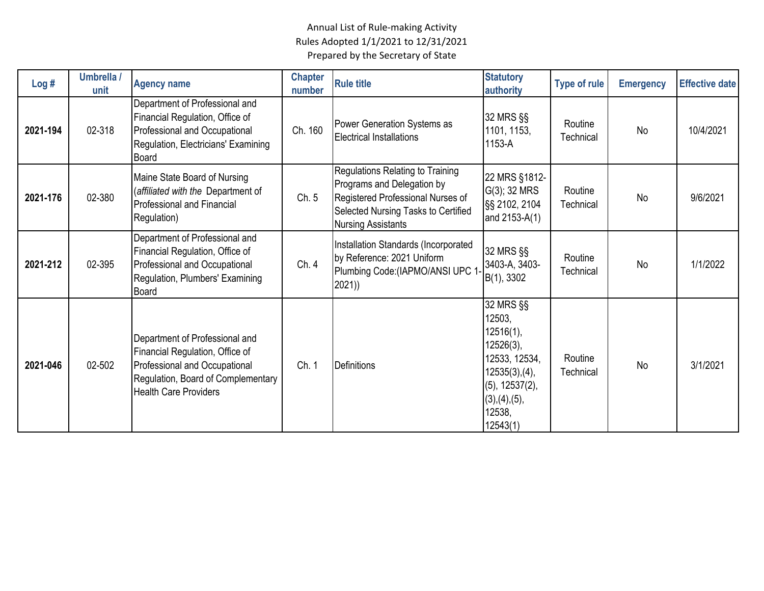Annual List of Rule-making Activity
Rules Adopted 1/1/2021 to 12/31/2021
Prepared by the Secretary of State

| Log # | Umbrella / unit | Agency name | Chapter number | Rule title | Statutory authority | Type of rule | Emergency | Effective date |
|---|---|---|---|---|---|---|---|---|
| **2021-194** | 02-318 | Department of Professional and Financial Regulation, Office of Professional and Occupational Regulation, Electricians' Examining Board | Ch. 160 | Power Generation Systems as Electrical Installations | 32 MRS §§ 1101, 1153, 1153-A | Routine Technical | No | 10/4/2021 |
| **2021-176** | 02-380 | Maine State Board of Nursing (*affiliated with the* Department of Professional and Financial Regulation) | Ch. 5 | Regulations Relating to Training Programs and Delegation by Registered Professional Nurses of Selected Nursing Tasks to Certified Nursing Assistants | 22 MRS §1812-G(3); 32 MRS §§ 2102, 2104 and 2153-A(1) | Routine Technical | No | 9/6/2021 |
| **2021-212** | 02-395 | Department of Professional and Financial Regulation, Office of Professional and Occupational Regulation, Plumbers' Examining Board | Ch. 4 | Installation Standards (Incorporated by Reference: 2021 Uniform Plumbing Code:(IAPMO/ANSI UPC 1-2021)) | 32 MRS §§ 3403-A, 3403-B(1), 3302 | Routine Technical | No | 1/1/2022 |
| **2021-046** | 02-502 | Department of Professional and Financial Regulation, Office of Professional and Occupational Regulation, Board of Complementary Health Care Providers | Ch. 1 | Definitions | 32 MRS §§ 12503, 12516(1), 12526(3), 12533, 12534, 12535(3),(4), (5), 12537(2), (3),(4),(5), 12538, 12543(1) | Routine Technical | No | 3/1/2021 |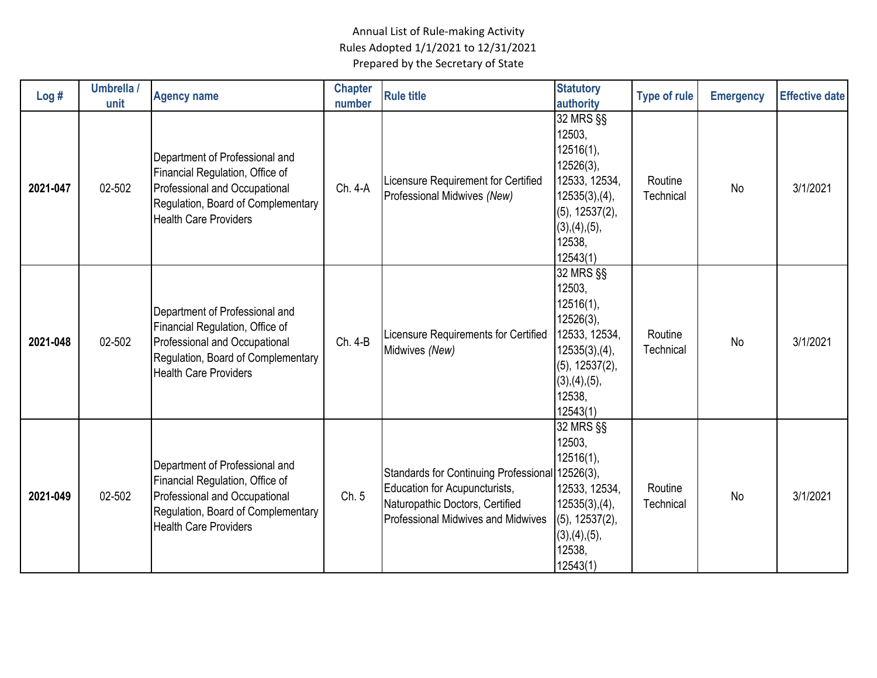Annual List of Rule-making Activity
Rules Adopted 1/1/2021 to 12/31/2021
Prepared by the Secretary of State

| Log # | Umbrella / unit | Agency name | Chapter number | Rule title | Statutory authority | Type of rule | Emergency | Effective date |
|---|---|---|---|---|---|---|---|---|
| **2021-047** | 02-502 | Department of Professional and Financial Regulation, Office of Professional and Occupational Regulation, Board of Complementary Health Care Providers | Ch. 4-A | Licensure Requirement for Certified Professional Midwives *(New)* | 32 MRS §§ 12503, 12516(1), 12526(3), 12533, 12534, 12535(3),(4),(5), 12537(2),(3),(4),(5), 12538, 12543(1) | Routine Technical | No | 3/1/2021 |
| **2021-048** | 02-502 | Department of Professional and Financial Regulation, Office of Professional and Occupational Regulation, Board of Complementary Health Care Providers | Ch. 4-B | Licensure Requirements for Certified Midwives *(New)* | 32 MRS §§ 12503, 12516(1), 12526(3), 12533, 12534, 12535(3),(4),(5), 12537(2),(3),(4),(5), 12538, 12543(1) | Routine Technical | No | 3/1/2021 |
| **2021-049** | 02-502 | Department of Professional and Financial Regulation, Office of Professional and Occupational Regulation, Board of Complementary Health Care Providers | Ch. 5 | Standards for Continuing Professional Education for Acupuncturists, Naturopathic Doctors, Certified Professional Midwives and Midwives | 32 MRS §§ 12503, 12516(1), 12526(3), 12533, 12534, 12535(3),(4),(5), 12537(2),(3),(4),(5), 12538, 12543(1) | Routine Technical | No | 3/1/2021 |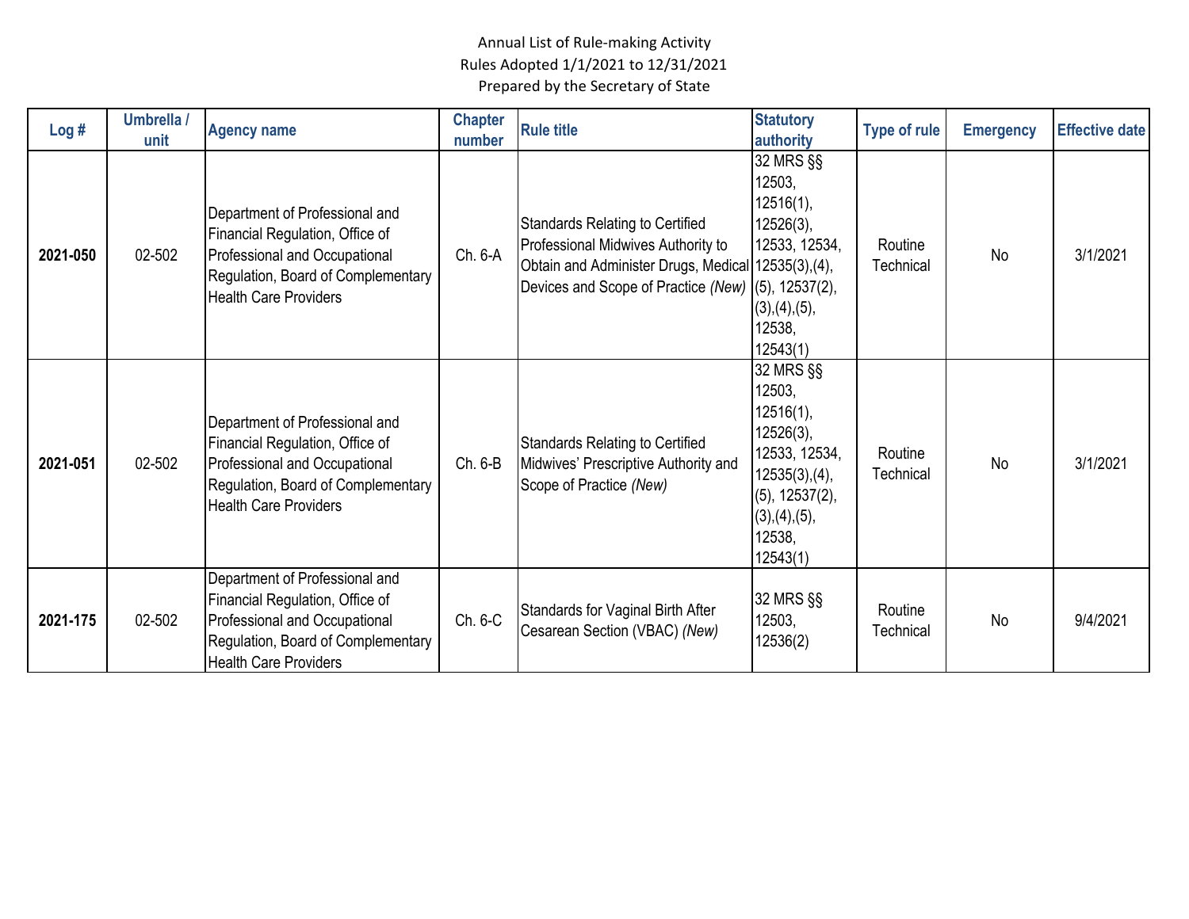Annual List of Rule-making Activity
Rules Adopted 1/1/2021 to 12/31/2021
Prepared by the Secretary of State

| Log # | Umbrella / unit | Agency name | Chapter number | Rule title | Statutory authority | Type of rule | Emergency | Effective date |
|---|---|---|---|---|---|---|---|---|
| **2021-050** | 02-502 | Department of Professional and Financial Regulation, Office of Professional and Occupational Regulation, Board of Complementary Health Care Providers | Ch. 6-A | Standards Relating to Certified Professional Midwives Authority to Obtain and Administer Drugs, Medical Devices and Scope of Practice *(New)* | 32 MRS §§ 12503, 12516(1), 12526(3), 12533, 12534, 12535(3),(4),(5), 12537(2),(3),(4),(5), 12538, 12543(1) | Routine Technical | No | 3/1/2021 |
| **2021-051** | 02-502 | Department of Professional and Financial Regulation, Office of Professional and Occupational Regulation, Board of Complementary Health Care Providers | Ch. 6-B | Standards Relating to Certified Midwives' Prescriptive Authority and Scope of Practice *(New)* | 32 MRS §§ 12503, 12516(1), 12526(3), 12533, 12534, 12535(3),(4),(5), 12537(2),(3),(4),(5), 12538, 12543(1) | Routine Technical | No | 3/1/2021 |
| **2021-175** | 02-502 | Department of Professional and Financial Regulation, Office of Professional and Occupational Regulation, Board of Complementary Health Care Providers | Ch. 6-C | Standards for Vaginal Birth After Cesarean Section (VBAC) *(New)* | 32 MRS §§ 12503, 12536(2) | Routine Technical | No | 9/4/2021 |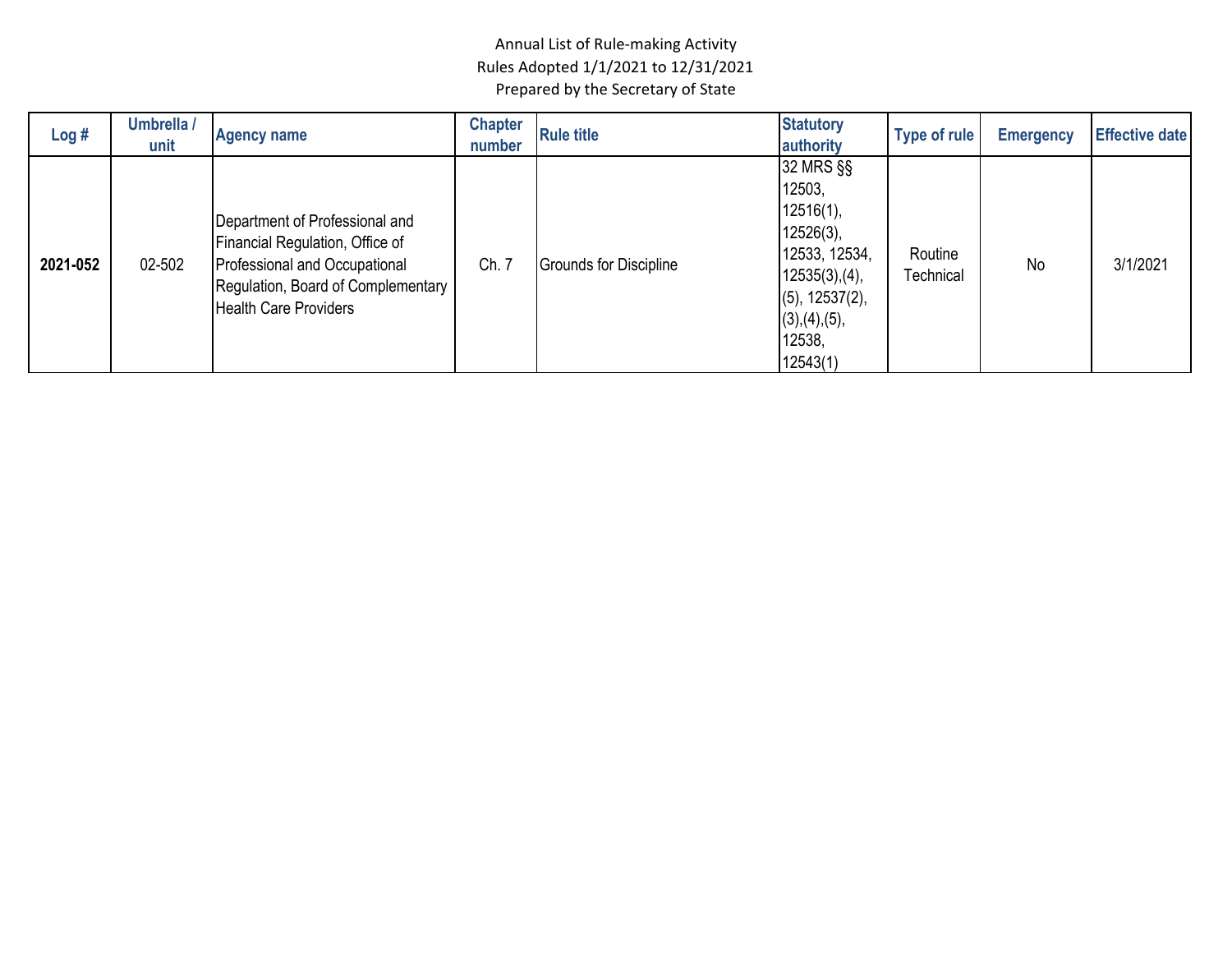Annual List of Rule-making Activity
Rules Adopted 1/1/2021 to 12/31/2021
Prepared by the Secretary of State

| Log # | Umbrella / unit | Agency name | Chapter number | Rule title | Statutory authority | Type of rule | Emergency | Effective date |
|---|---|---|---|---|---|---|---|---|
| **2021-052** | 02-502 | Department of Professional and Financial Regulation, Office of Professional and Occupational Regulation, Board of Complementary Health Care Providers | Ch. 7 | Grounds for Discipline | 32 MRS §§ 12503, 12516(1), 12526(3), 12533, 12534, 12535(3),(4),(5), 12537(2),(3),(4),(5), 12538, 12543(1) | Routine Technical | No | 3/1/2021 |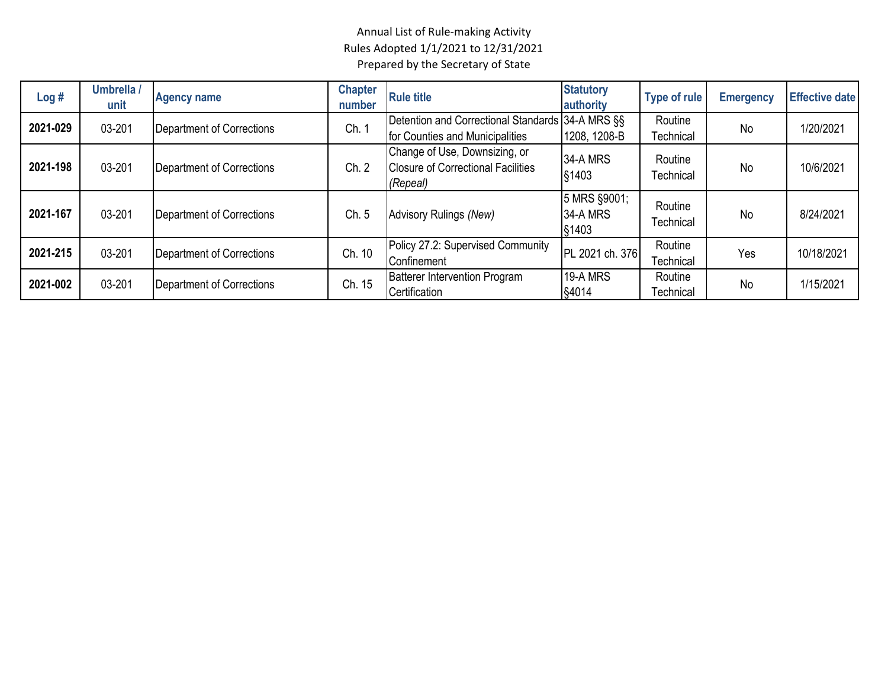Annual List of Rule-making Activity
Rules Adopted 1/1/2021 to 12/31/2021
Prepared by the Secretary of State

| Log # | Umbrella / unit | Agency name | Chapter number | Rule title | Statutory authority | Type of rule | Emergency | Effective date |
|---|---|---|---|---|---|---|---|---|
| **2021-029** | 03-201 | Department of Corrections | Ch. 1 | Detention and Correctional Standards for Counties and Municipalities | 34-A MRS §§ 1208, 1208-B | Routine Technical | No | 1/20/2021 |
| **2021-198** | 03-201 | Department of Corrections | Ch. 2 | Change of Use, Downsizing, or Closure of Correctional Facilities *(Repeal)* | 34-A MRS §1403 | Routine Technical | No | 10/6/2021 |
| **2021-167** | 03-201 | Department of Corrections | Ch. 5 | Advisory Rulings *(New)* | 5 MRS §9001; 34-A MRS §1403 | Routine Technical | No | 8/24/2021 |
| **2021-215** | 03-201 | Department of Corrections | Ch. 10 | Policy 27.2: Supervised Community Confinement | PL 2021 ch. 376 | Routine Technical | Yes | 10/18/2021 |
| **2021-002** | 03-201 | Department of Corrections | Ch. 15 | Batterer Intervention Program Certification | 19-A MRS §4014 | Routine Technical | No | 1/15/2021 |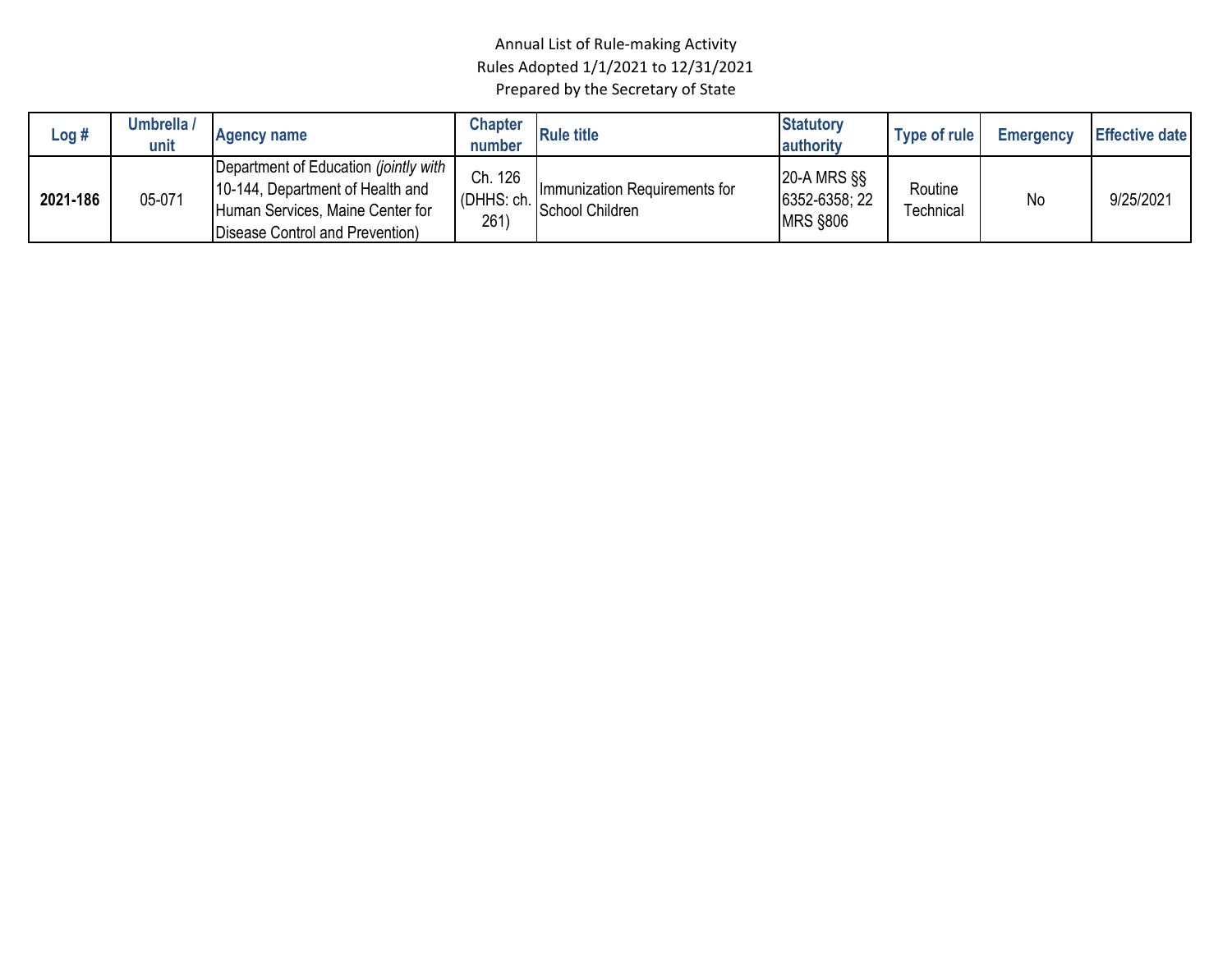Annual List of Rule-making Activity
Rules Adopted 1/1/2021 to 12/31/2021
Prepared by the Secretary of State

| Log # | Umbrella / unit | Agency name | Chapter number | Rule title | Statutory authority | Type of rule | Emergency | Effective date |
|---|---|---|---|---|---|---|---|---|
| **2021-186** | 05-071 | Department of Education *(jointly with* 10-144, Department of Health and Human Services, Maine Center for Disease Control and Prevention) | Ch. 126 (DHHS: ch. 261) | Immunization Requirements for School Children | 20-A MRS §§ 6352-6358; 22 MRS §806 | Routine Technical | No | 9/25/2021 |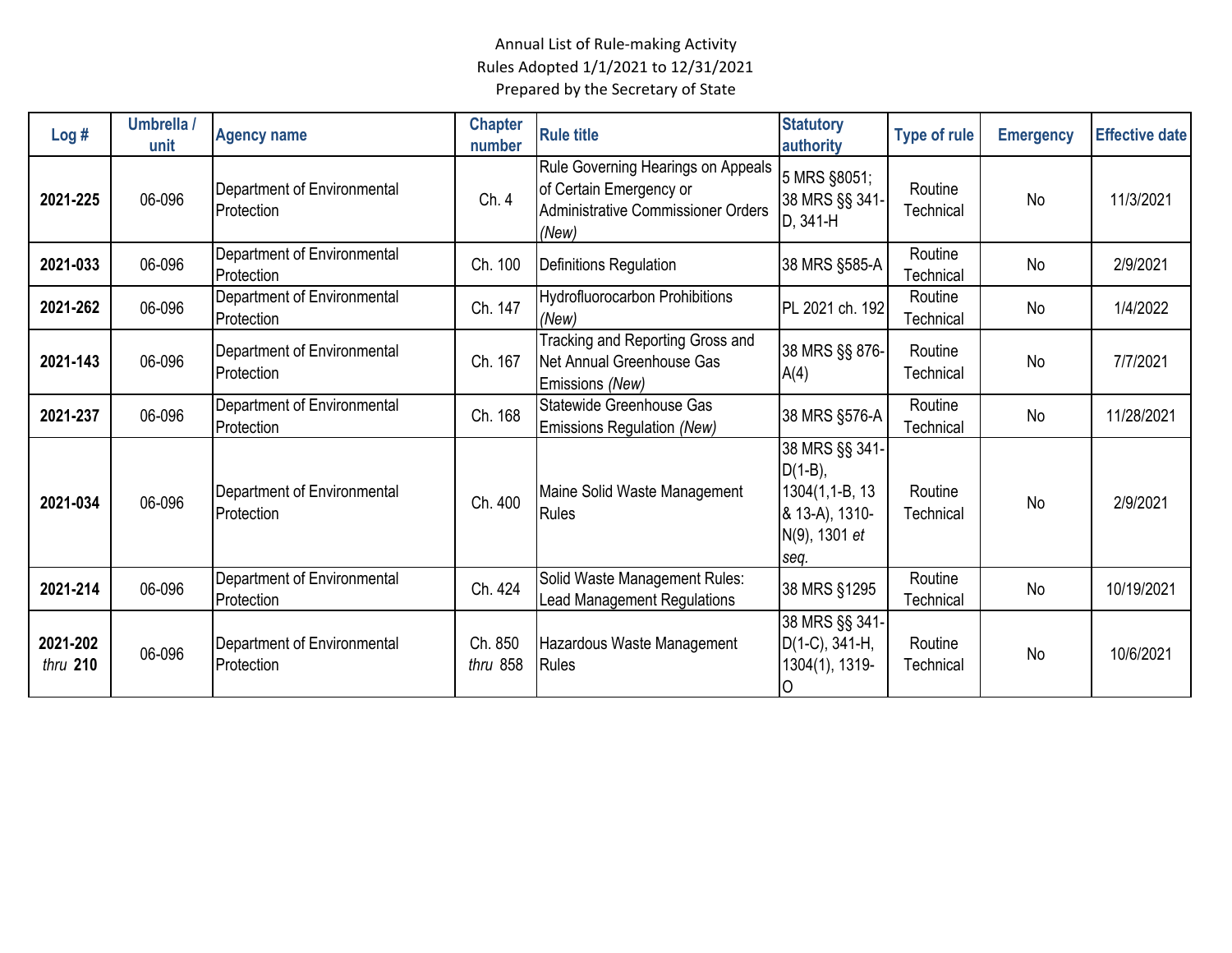Annual List of Rule-making Activity
Rules Adopted 1/1/2021 to 12/31/2021
Prepared by the Secretary of State

| Log # | Umbrella / unit | Agency name | Chapter number | Rule title | Statutory authority | Type of rule | Emergency | Effective date |
|---|---|---|---|---|---|---|---|---|
| **2021-225** | 06-096 | Department of Environmental Protection | Ch. 4 | Rule Governing Hearings on Appeals of Certain Emergency or Administrative Commissioner Orders *(New)* | 5 MRS §8051; 38 MRS §§ 341-D, 341-H | Routine Technical | No | 11/3/2021 |
| **2021-033** | 06-096 | Department of Environmental Protection | Ch. 100 | Definitions Regulation | 38 MRS §585-A | Routine Technical | No | 2/9/2021 |
| **2021-262** | 06-096 | Department of Environmental Protection | Ch. 147 | Hydrofluorocarbon Prohibitions *(New)* | PL 2021 ch. 192 | Routine Technical | No | 1/4/2022 |
| **2021-143** | 06-096 | Department of Environmental Protection | Ch. 167 | Tracking and Reporting Gross and Net Annual Greenhouse Gas Emissions *(New)* | 38 MRS §§ 876-A(4) | Routine Technical | No | 7/7/2021 |
| **2021-237** | 06-096 | Department of Environmental Protection | Ch. 168 | Statewide Greenhouse Gas Emissions Regulation *(New)* | 38 MRS §576-A | Routine Technical | No | 11/28/2021 |
| **2021-034** | 06-096 | Department of Environmental Protection | Ch. 400 | Maine Solid Waste Management Rules | 38 MRS §§ 341-D(1-B), 1304(1,1-B, 13 & 13-A), 1310-N(9), 1301 *et seq.* | Routine Technical | No | 2/9/2021 |
| **2021-214** | 06-096 | Department of Environmental Protection | Ch. 424 | Solid Waste Management Rules: Lead Management Regulations | 38 MRS §1295 | Routine Technical | No | 10/19/2021 |
| **2021-202** *thru* **210** | 06-096 | Department of Environmental Protection | Ch. 850 *thru* 858 | Hazardous Waste Management Rules | 38 MRS §§ 341-D(1-C), 341-H, 1304(1), 1319-O | Routine Technical | No | 10/6/2021 |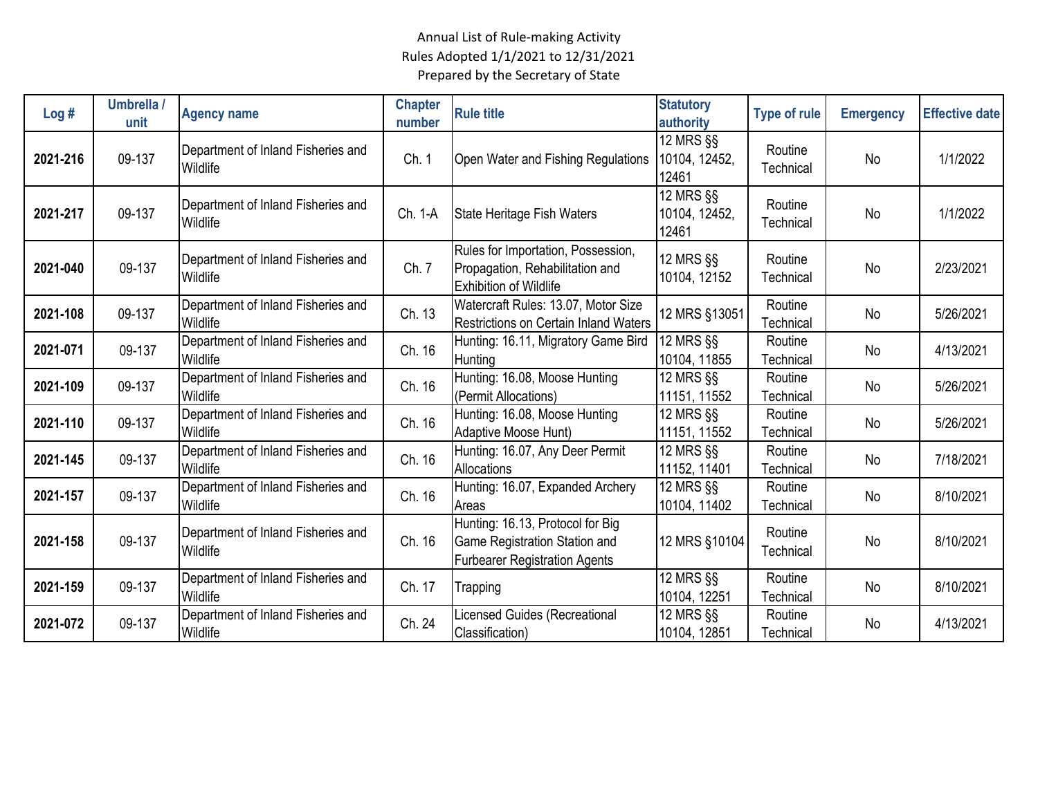Annual List of Rule-making Activity
Rules Adopted 1/1/2021 to 12/31/2021
Prepared by the Secretary of State

| Log # | Umbrella / unit | Agency name | Chapter number | Rule title | Statutory authority | Type of rule | Emergency | Effective date |
|---|---|---|---|---|---|---|---|---|
| **2021-216** | 09-137 | Department of Inland Fisheries and Wildlife | Ch. 1 | Open Water and Fishing Regulations | 12 MRS §§ 10104, 12452, 12461 | Routine Technical | No | 1/1/2022 |
| **2021-217** | 09-137 | Department of Inland Fisheries and Wildlife | Ch. 1-A | State Heritage Fish Waters | 12 MRS §§ 10104, 12452, 12461 | Routine Technical | No | 1/1/2022 |
| **2021-040** | 09-137 | Department of Inland Fisheries and Wildlife | Ch. 7 | Rules for Importation, Possession, Propagation, Rehabilitation and Exhibition of Wildlife | 12 MRS §§ 10104, 12152 | Routine Technical | No | 2/23/2021 |
| **2021-108** | 09-137 | Department of Inland Fisheries and Wildlife | Ch. 13 | Watercraft Rules: 13.07, Motor Size Restrictions on Certain Inland Waters | 12 MRS §13051 | Routine Technical | No | 5/26/2021 |
| **2021-071** | 09-137 | Department of Inland Fisheries and Wildlife | Ch. 16 | Hunting: 16.11, Migratory Game Bird Hunting | 12 MRS §§ 10104, 11855 | Routine Technical | No | 4/13/2021 |
| **2021-109** | 09-137 | Department of Inland Fisheries and Wildlife | Ch. 16 | Hunting: 16.08, Moose Hunting (Permit Allocations) | 12 MRS §§ 11151, 11552 | Routine Technical | No | 5/26/2021 |
| **2021-110** | 09-137 | Department of Inland Fisheries and Wildlife | Ch. 16 | Hunting: 16.08, Moose Hunting Adaptive Moose Hunt) | 12 MRS §§ 11151, 11552 | Routine Technical | No | 5/26/2021 |
| **2021-145** | 09-137 | Department of Inland Fisheries and Wildlife | Ch. 16 | Hunting: 16.07, Any Deer Permit Allocations | 12 MRS §§ 11152, 11401 | Routine Technical | No | 7/18/2021 |
| **2021-157** | 09-137 | Department of Inland Fisheries and Wildlife | Ch. 16 | Hunting: 16.07, Expanded Archery Areas | 12 MRS §§ 10104, 11402 | Routine Technical | No | 8/10/2021 |
| **2021-158** | 09-137 | Department of Inland Fisheries and Wildlife | Ch. 16 | Hunting: 16.13, Protocol for Big Game Registration Station and Furbearer Registration Agents | 12 MRS §10104 | Routine Technical | No | 8/10/2021 |
| **2021-159** | 09-137 | Department of Inland Fisheries and Wildlife | Ch. 17 | Trapping | 12 MRS §§ 10104, 12251 | Routine Technical | No | 8/10/2021 |
| **2021-072** | 09-137 | Department of Inland Fisheries and Wildlife | Ch. 24 | Licensed Guides (Recreational Classification) | 12 MRS §§ 10104, 12851 | Routine Technical | No | 4/13/2021 |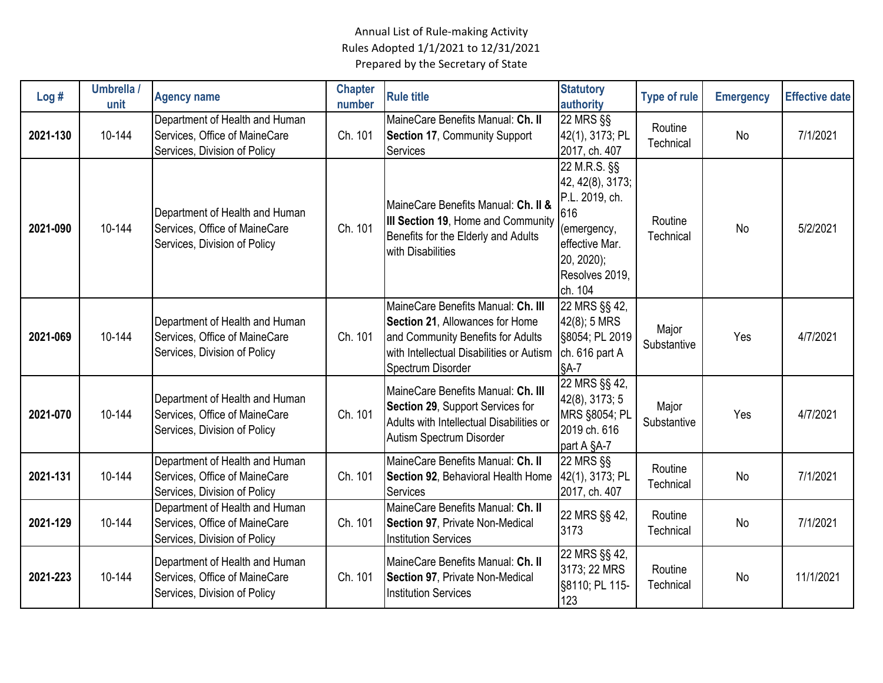Annual List of Rule-making Activity
Rules Adopted 1/1/2021 to 12/31/2021
Prepared by the Secretary of State

| Log # | Umbrella / unit | Agency name | Chapter number | Rule title | Statutory authority | Type of rule | Emergency | Effective date |
|---|---|---|---|---|---|---|---|---|
| **2021-130** | 10-144 | Department of Health and Human Services, Office of MaineCare Services, Division of Policy | Ch. 101 | MaineCare Benefits Manual: **Ch. II Section 17**, Community Support Services | 22 MRS §§ 42(1), 3173; PL 2017, ch. 407 | Routine Technical | No | 7/1/2021 |
| **2021-090** | 10-144 | Department of Health and Human Services, Office of MaineCare Services, Division of Policy | Ch. 101 | MaineCare Benefits Manual: **Ch. II & III Section 19**, Home and Community Benefits for the Elderly and Adults with Disabilities | 22 M.R.S. §§ 42, 42(8), 3173; P.L. 2019, ch. 616 (emergency, effective Mar. 20, 2020); Resolves 2019, ch. 104 | Routine Technical | No | 5/2/2021 |
| **2021-069** | 10-144 | Department of Health and Human Services, Office of MaineCare Services, Division of Policy | Ch. 101 | MaineCare Benefits Manual: **Ch. III Section 21**, Allowances for Home and Community Benefits for Adults with Intellectual Disabilities or Autism Spectrum Disorder | 22 MRS §§ 42, 42(8); 5 MRS §8054; PL 2019 ch. 616 part A §A-7 | Major Substantive | Yes | 4/7/2021 |
| **2021-070** | 10-144 | Department of Health and Human Services, Office of MaineCare Services, Division of Policy | Ch. 101 | MaineCare Benefits Manual: **Ch. III Section 29**, Support Services for Adults with Intellectual Disabilities or Autism Spectrum Disorder | 22 MRS §§ 42, 42(8), 3173; 5 MRS §8054; PL 2019 ch. 616 part A §A-7 | Major Substantive | Yes | 4/7/2021 |
| **2021-131** | 10-144 | Department of Health and Human Services, Office of MaineCare Services, Division of Policy | Ch. 101 | MaineCare Benefits Manual: **Ch. II Section 92**, Behavioral Health Home Services | 22 MRS §§ 42(1), 3173; PL 2017, ch. 407 | Routine Technical | No | 7/1/2021 |
| **2021-129** | 10-144 | Department of Health and Human Services, Office of MaineCare Services, Division of Policy | Ch. 101 | MaineCare Benefits Manual: **Ch. II Section 97**, Private Non-Medical Institution Services | 22 MRS §§ 42, 3173 | Routine Technical | No | 7/1/2021 |
| **2021-223** | 10-144 | Department of Health and Human Services, Office of MaineCare Services, Division of Policy | Ch. 101 | MaineCare Benefits Manual: **Ch. II Section 97**, Private Non-Medical Institution Services | 22 MRS §§ 42, 3173; 22 MRS §8110; PL 115-123 | Routine Technical | No | 11/1/2021 |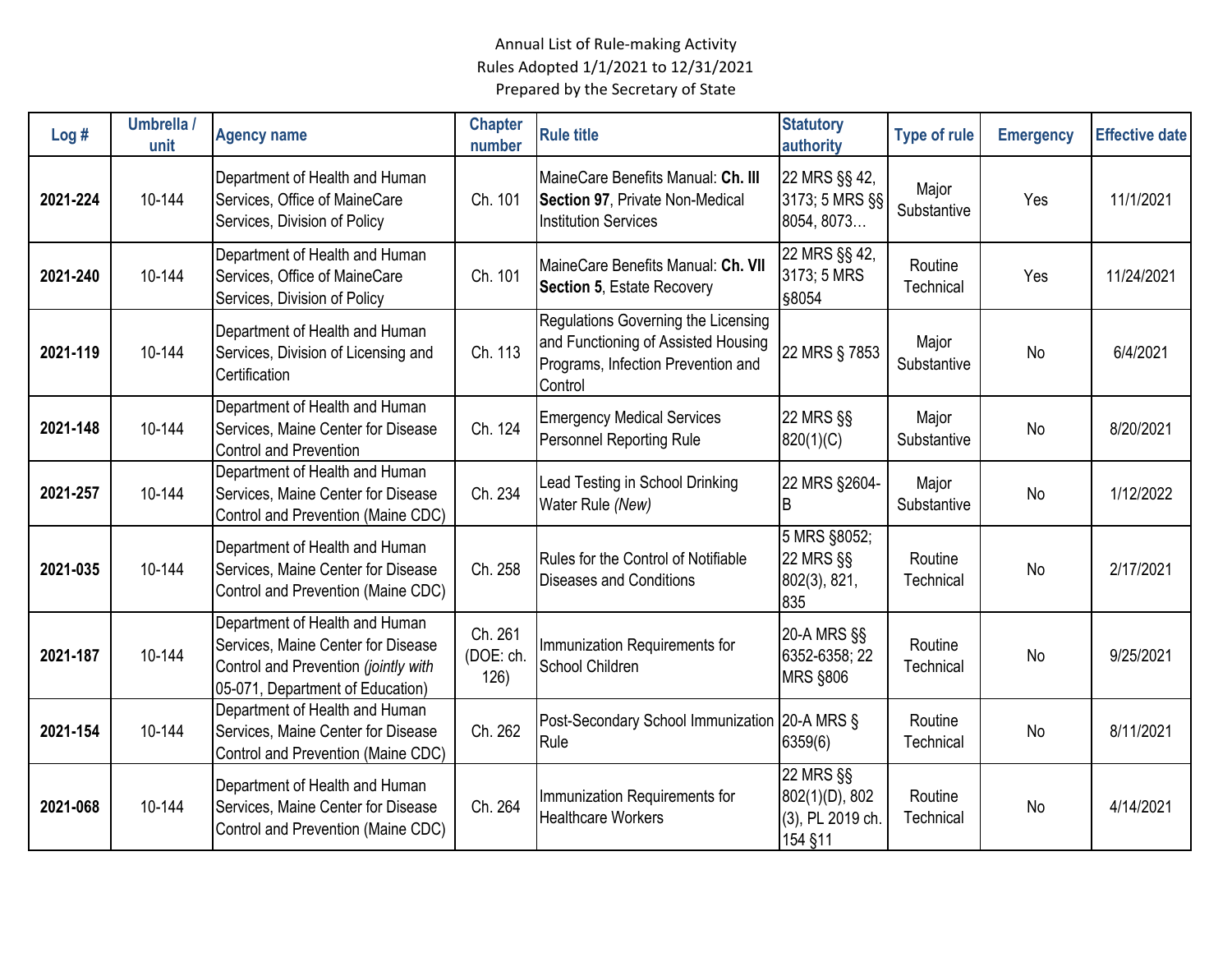Annual List of Rule-making Activity
Rules Adopted 1/1/2021 to 12/31/2021
Prepared by the Secretary of State

| Log # | Umbrella / unit | Agency name | Chapter number | Rule title | Statutory authority | Type of rule | Emergency | Effective date |
|---|---|---|---|---|---|---|---|---|
| **2021-224** | 10-144 | Department of Health and Human Services, Office of MaineCare Services, Division of Policy | Ch. 101 | MaineCare Benefits Manual: **Ch. III Section 97**, Private Non-Medical Institution Services | 22 MRS §§ 42, 3173; 5 MRS §§ 8054, 8073… | Major Substantive | Yes | 11/1/2021 |
| **2021-240** | 10-144 | Department of Health and Human Services, Office of MaineCare Services, Division of Policy | Ch. 101 | MaineCare Benefits Manual: **Ch. VII Section 5**, Estate Recovery | 22 MRS §§ 42, 3173; 5 MRS §8054 | Routine Technical | Yes | 11/24/2021 |
| **2021-119** | 10-144 | Department of Health and Human Services, Division of Licensing and Certification | Ch. 113 | Regulations Governing the Licensing and Functioning of Assisted Housing Programs, Infection Prevention and Control | 22 MRS § 7853 | Major Substantive | No | 6/4/2021 |
| **2021-148** | 10-144 | Department of Health and Human Services, Maine Center for Disease Control and Prevention | Ch. 124 | Emergency Medical Services Personnel Reporting Rule | 22 MRS §§ 820(1)(C) | Major Substantive | No | 8/20/2021 |
| **2021-257** | 10-144 | Department of Health and Human Services, Maine Center for Disease Control and Prevention (Maine CDC) | Ch. 234 | Lead Testing in School Drinking Water Rule *(New)* | 22 MRS §2604-B | Major Substantive | No | 1/12/2022 |
| **2021-035** | 10-144 | Department of Health and Human Services, Maine Center for Disease Control and Prevention (Maine CDC) | Ch. 258 | Rules for the Control of Notifiable Diseases and Conditions | 5 MRS §8052; 22 MRS §§ 802(3), 821, 835 | Routine Technical | No | 2/17/2021 |
| **2021-187** | 10-144 | Department of Health and Human Services, Maine Center for Disease Control and Prevention *(jointly with* 05-071, Department of Education) | Ch. 261 (DOE: ch. 126) | Immunization Requirements for School Children | 20-A MRS §§ 6352-6358; 22 MRS §806 | Routine Technical | No | 9/25/2021 |
| **2021-154** | 10-144 | Department of Health and Human Services, Maine Center for Disease Control and Prevention (Maine CDC) | Ch. 262 | Post-Secondary School Immunization Rule | 20-A MRS § 6359(6) | Routine Technical | No | 8/11/2021 |
| **2021-068** | 10-144 | Department of Health and Human Services, Maine Center for Disease Control and Prevention (Maine CDC) | Ch. 264 | Immunization Requirements for Healthcare Workers | 22 MRS §§ 802(1)(D), 802 (3), PL 2019 ch. 154 §11 | Routine Technical | No | 4/14/2021 |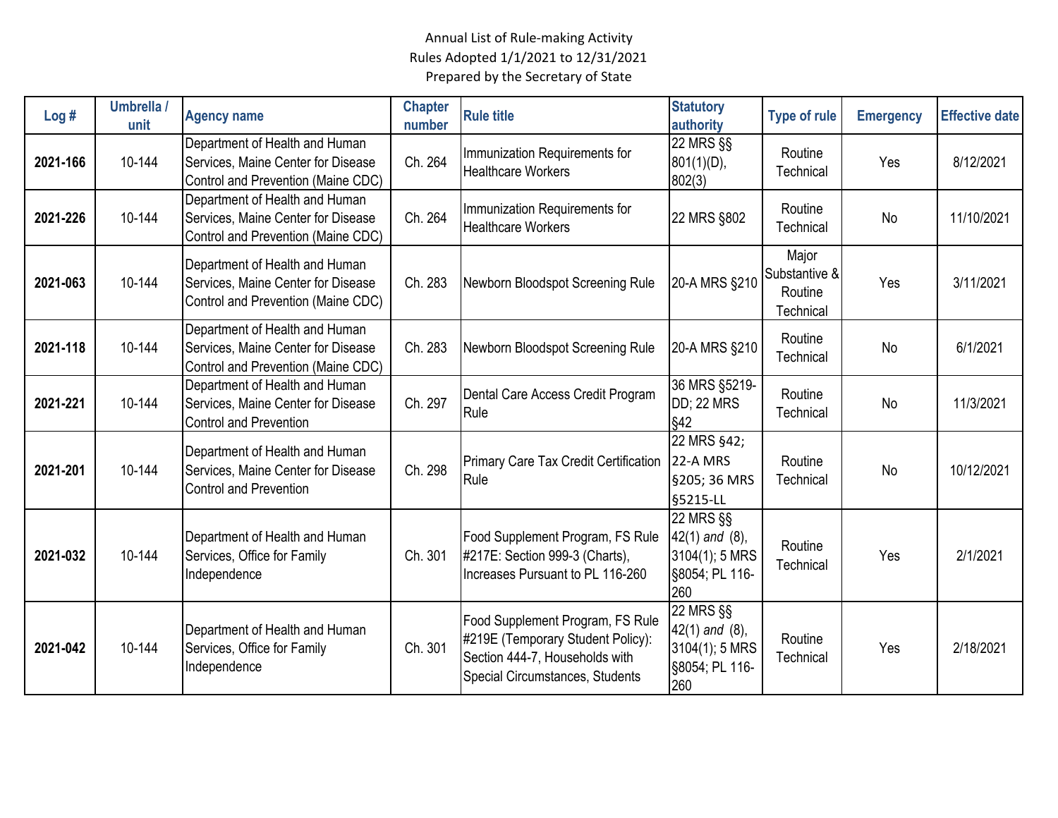Annual List of Rule-making Activity
Rules Adopted 1/1/2021 to 12/31/2021
Prepared by the Secretary of State

| Log # | Umbrella / unit | Agency name | Chapter number | Rule title | Statutory authority | Type of rule | Emergency | Effective date |
|---|---|---|---|---|---|---|---|---|
| **2021-166** | 10-144 | Department of Health and Human Services, Maine Center for Disease Control and Prevention (Maine CDC) | Ch. 264 | Immunization Requirements for Healthcare Workers | 22 MRS §§ 801(1)(D), 802(3) | Routine Technical | Yes | 8/12/2021 |
| **2021-226** | 10-144 | Department of Health and Human Services, Maine Center for Disease Control and Prevention (Maine CDC) | Ch. 264 | Immunization Requirements for Healthcare Workers | 22 MRS §802 | Routine Technical | No | 11/10/2021 |
| **2021-063** | 10-144 | Department of Health and Human Services, Maine Center for Disease Control and Prevention (Maine CDC) | Ch. 283 | Newborn Bloodspot Screening Rule | 20-A MRS §210 | Major Substantive & Routine Technical | Yes | 3/11/2021 |
| **2021-118** | 10-144 | Department of Health and Human Services, Maine Center for Disease Control and Prevention (Maine CDC) | Ch. 283 | Newborn Bloodspot Screening Rule | 20-A MRS §210 | Routine Technical | No | 6/1/2021 |
| **2021-221** | 10-144 | Department of Health and Human Services, Maine Center for Disease Control and Prevention | Ch. 297 | Dental Care Access Credit Program Rule | 36 MRS §5219-DD; 22 MRS §42 | Routine Technical | No | 11/3/2021 |
| **2021-201** | 10-144 | Department of Health and Human Services, Maine Center for Disease Control and Prevention | Ch. 298 | Primary Care Tax Credit Certification Rule | 22 MRS §42; 22-A MRS §205; 36 MRS §5215-LL | Routine Technical | No | 10/12/2021 |
| **2021-032** | 10-144 | Department of Health and Human Services, Office for Family Independence | Ch. 301 | Food Supplement Program, FS Rule #217E: Section 999-3 (Charts), Increases Pursuant to PL 116-260 | 22 MRS §§ 42(1) *and* (8), 3104(1); 5 MRS §8054; PL 116-260 | Routine Technical | Yes | 2/1/2021 |
| **2021-042** | 10-144 | Department of Health and Human Services, Office for Family Independence | Ch. 301 | Food Supplement Program, FS Rule #219E (Temporary Student Policy): Section 444-7, Households with Special Circumstances, Students | 22 MRS §§ 42(1) *and* (8), 3104(1); 5 MRS §8054; PL 116-260 | Routine Technical | Yes | 2/18/2021 |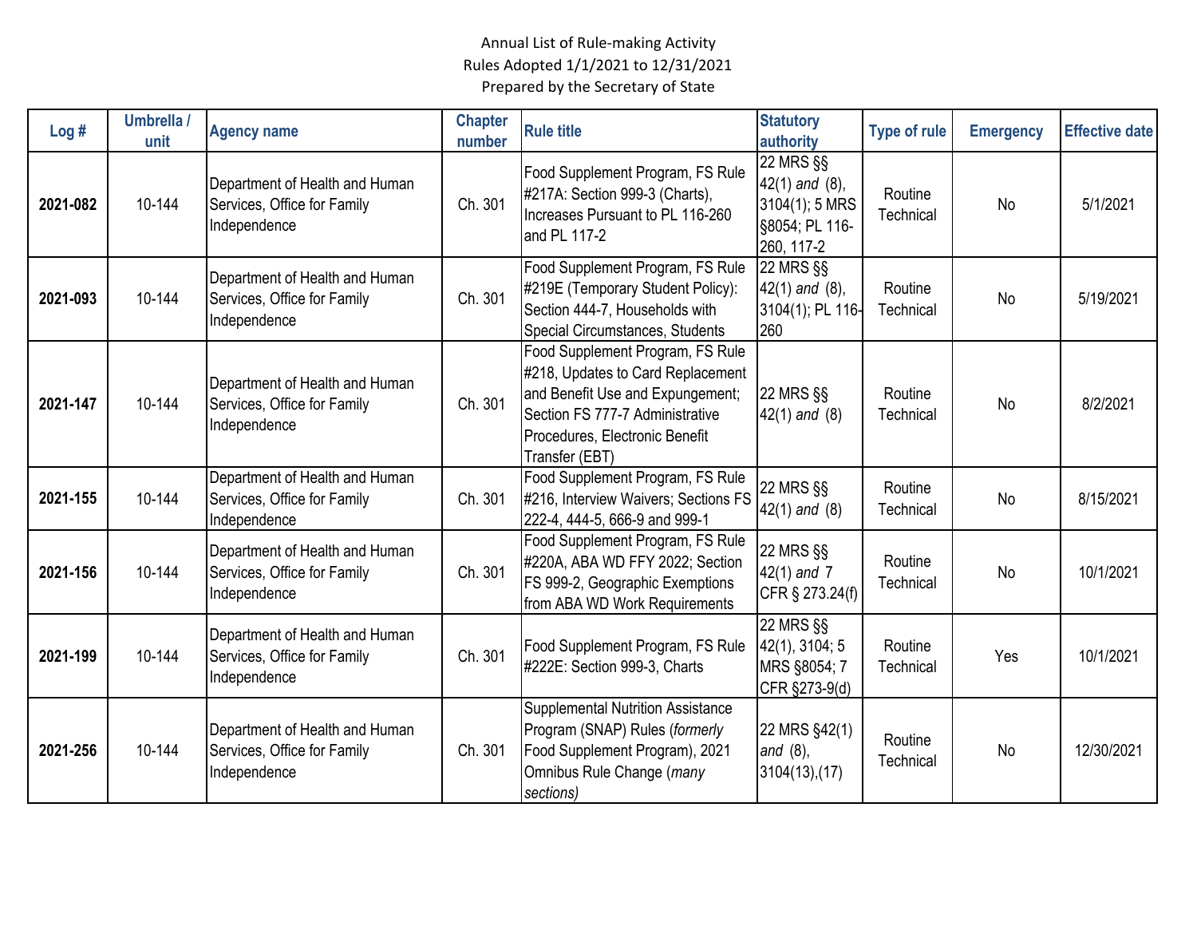Annual List of Rule-making Activity
Rules Adopted 1/1/2021 to 12/31/2021
Prepared by the Secretary of State

| Log # | Umbrella / unit | Agency name | Chapter number | Rule title | Statutory authority | Type of rule | Emergency | Effective date |
|---|---|---|---|---|---|---|---|---|
| **2021-082** | 10-144 | Department of Health and Human Services, Office for Family Independence | Ch. 301 | Food Supplement Program, FS Rule #217A: Section 999-3 (Charts), Increases Pursuant to PL 116-260 and PL 117-2 | 22 MRS §§ 42(1) *and* (8), 3104(1); 5 MRS §8054; PL 116-260, 117-2 | Routine Technical | No | 5/1/2021 |
| **2021-093** | 10-144 | Department of Health and Human Services, Office for Family Independence | Ch. 301 | Food Supplement Program, FS Rule #219E (Temporary Student Policy): Section 444-7, Households with Special Circumstances, Students | 22 MRS §§ 42(1) *and* (8), 3104(1); PL 116-260 | Routine Technical | No | 5/19/2021 |
| **2021-147** | 10-144 | Department of Health and Human Services, Office for Family Independence | Ch. 301 | Food Supplement Program, FS Rule #218, Updates to Card Replacement and Benefit Use and Expungement; Section FS 777-7 Administrative Procedures, Electronic Benefit Transfer (EBT) | 22 MRS §§ 42(1) *and* (8) | Routine Technical | No | 8/2/2021 |
| **2021-155** | 10-144 | Department of Health and Human Services, Office for Family Independence | Ch. 301 | Food Supplement Program, FS Rule #216, Interview Waivers; Sections FS 222-4, 444-5, 666-9 and 999-1 | 22 MRS §§ 42(1) *and* (8) | Routine Technical | No | 8/15/2021 |
| **2021-156** | 10-144 | Department of Health and Human Services, Office for Family Independence | Ch. 301 | Food Supplement Program, FS Rule #220A, ABA WD FFY 2022; Section FS 999-2, Geographic Exemptions from ABA WD Work Requirements | 22 MRS §§ 42(1) *and* 7 CFR § 273.24(f) | Routine Technical | No | 10/1/2021 |
| **2021-199** | 10-144 | Department of Health and Human Services, Office for Family Independence | Ch. 301 | Food Supplement Program, FS Rule #222E: Section 999-3, Charts | 22 MRS §§ 42(1), 3104; 5 MRS §8054; 7 CFR §273-9(d) | Routine Technical | Yes | 10/1/2021 |
| **2021-256** | 10-144 | Department of Health and Human Services, Office for Family Independence | Ch. 301 | Supplemental Nutrition Assistance Program (SNAP) Rules (*formerly* Food Supplement Program), 2021 Omnibus Rule Change (*many sections)* | 22 MRS §42(1) *and* (8), 3104(13),(17) | Routine Technical | No | 12/30/2021 |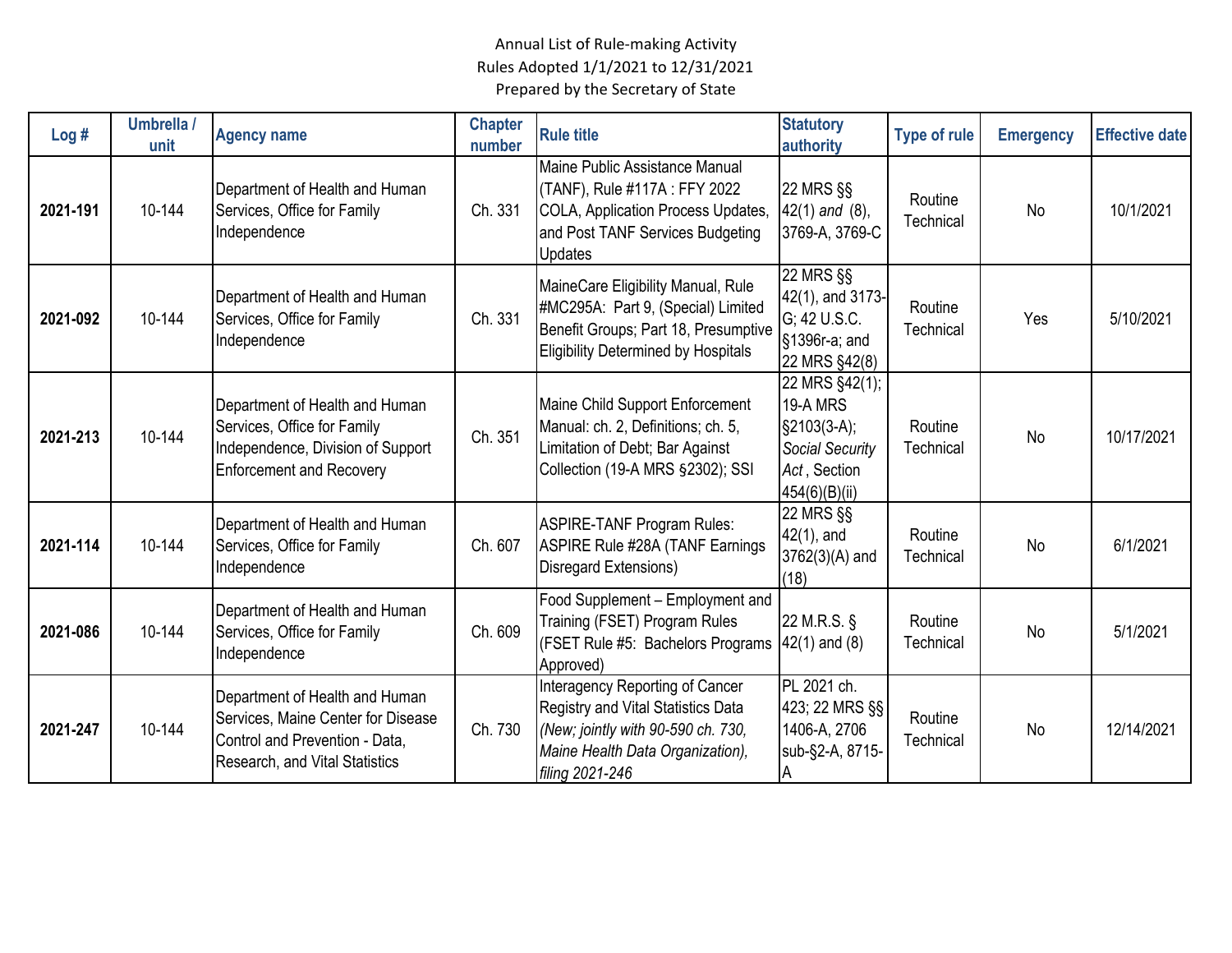Annual List of Rule-making Activity
Rules Adopted 1/1/2021 to 12/31/2021
Prepared by the Secretary of State

| Log # | Umbrella / unit | Agency name | Chapter number | Rule title | Statutory authority | Type of rule | Emergency | Effective date |
|---|---|---|---|---|---|---|---|---|
| **2021-191** | 10-144 | Department of Health and Human Services, Office for Family Independence | Ch. 331 | Maine Public Assistance Manual (TANF), Rule #117A : FFY 2022 COLA, Application Process Updates, and Post TANF Services Budgeting Updates | 22 MRS §§ 42(1) *and* (8), 3769-A, 3769-C | Routine Technical | No | 10/1/2021 |
| **2021-092** | 10-144 | Department of Health and Human Services, Office for Family Independence | Ch. 331 | MaineCare Eligibility Manual, Rule #MC295A: Part 9, (Special) Limited Benefit Groups; Part 18, Presumptive Eligibility Determined by Hospitals | 22 MRS §§ 42(1), and 3173-G; 42 U.S.C. §1396r-a; and 22 MRS §42(8) | Routine Technical | Yes | 5/10/2021 |
| **2021-213** | 10-144 | Department of Health and Human Services, Office for Family Independence, Division of Support Enforcement and Recovery | Ch. 351 | Maine Child Support Enforcement Manual: ch. 2, Definitions; ch. 5, Limitation of Debt; Bar Against Collection (19-A MRS §2302); SSI | 22 MRS §42(1); 19-A MRS §2103(3-A); *Social Security Act*, Section 454(6)(B)(ii) | Routine Technical | No | 10/17/2021 |
| **2021-114** | 10-144 | Department of Health and Human Services, Office for Family Independence | Ch. 607 | ASPIRE-TANF Program Rules: ASPIRE Rule #28A (TANF Earnings Disregard Extensions) | 22 MRS §§ 42(1), and 3762(3)(A) and (18) | Routine Technical | No | 6/1/2021 |
| **2021-086** | 10-144 | Department of Health and Human Services, Office for Family Independence | Ch. 609 | Food Supplement – Employment and Training (FSET) Program Rules (FSET Rule #5: Bachelors Programs Approved) | 22 M.R.S. § 42(1) and (8) | Routine Technical | No | 5/1/2021 |
| **2021-247** | 10-144 | Department of Health and Human Services, Maine Center for Disease Control and Prevention - Data, Research, and Vital Statistics | Ch. 730 | Interagency Reporting of Cancer Registry and Vital Statistics Data *(New; jointly with 90-590 ch. 730, Maine Health Data Organization), filing 2021-246* | PL 2021 ch. 423; 22 MRS §§ 1406-A, 2706 sub-§2-A, 8715-A | Routine Technical | No | 12/14/2021 |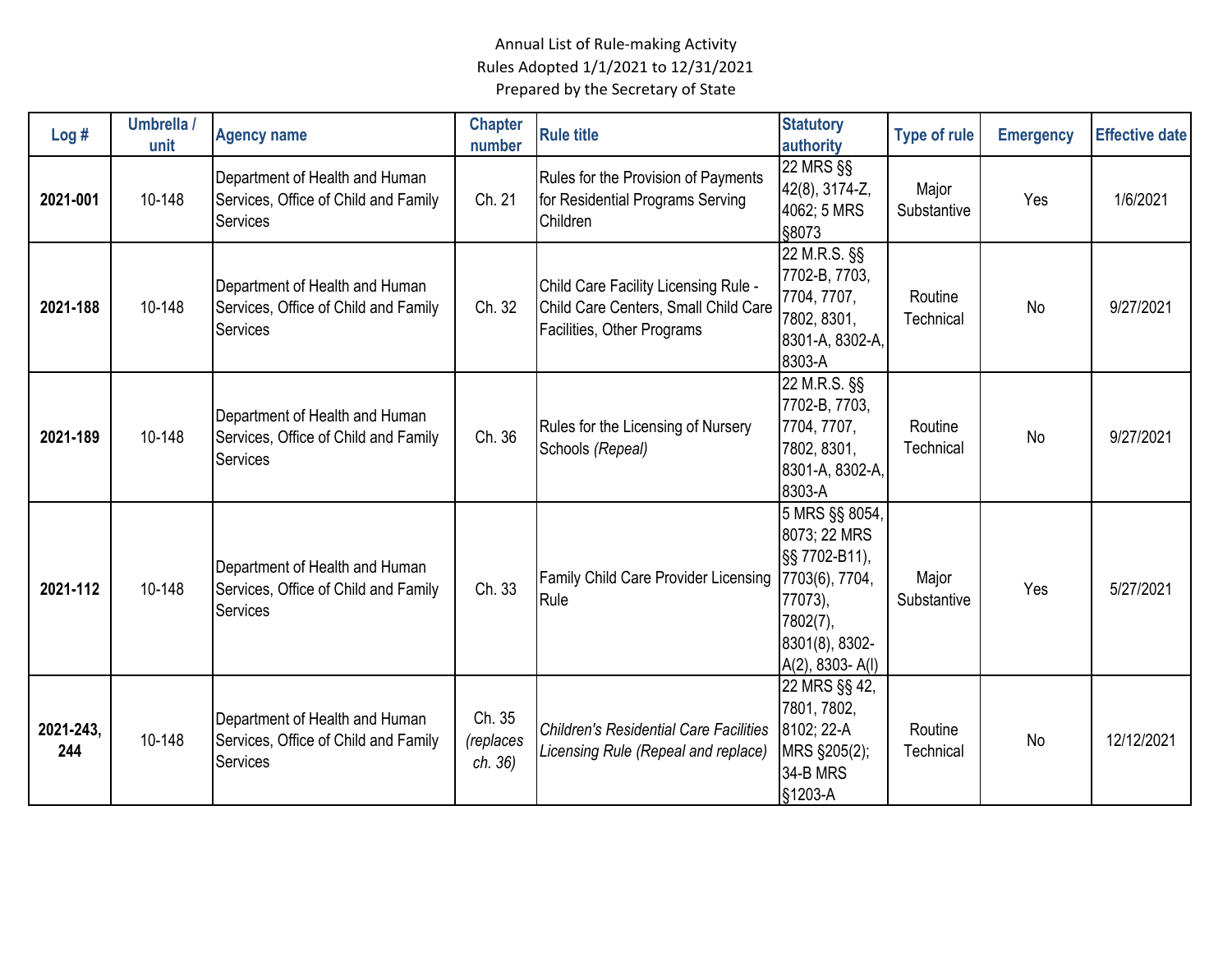Annual List of Rule-making Activity
Rules Adopted 1/1/2021 to 12/31/2021
Prepared by the Secretary of State

| Log # | Umbrella / unit | Agency name | Chapter number | Rule title | Statutory authority | Type of rule | Emergency | Effective date |
|---|---|---|---|---|---|---|---|---|
| **2021-001** | 10-148 | Department of Health and Human Services, Office of Child and Family Services | Ch. 21 | Rules for the Provision of Payments for Residential Programs Serving Children | 22 MRS §§ 42(8), 3174-Z, 4062; 5 MRS §8073 | Major Substantive | Yes | 1/6/2021 |
| **2021-188** | 10-148 | Department of Health and Human Services, Office of Child and Family Services | Ch. 32 | Child Care Facility Licensing Rule - Child Care Centers, Small Child Care Facilities, Other Programs | 22 M.R.S. §§ 7702-B, 7703, 7704, 7707, 7802, 8301, 8301-A, 8302-A, 8303-A | Routine Technical | No | 9/27/2021 |
| **2021-189** | 10-148 | Department of Health and Human Services, Office of Child and Family Services | Ch. 36 | Rules for the Licensing of Nursery Schools *(Repeal)* | 22 M.R.S. §§ 7702-B, 7703, 7704, 7707, 7802, 8301, 8301-A, 8302-A, 8303-A | Routine Technical | No | 9/27/2021 |
| **2021-112** | 10-148 | Department of Health and Human Services, Office of Child and Family Services | Ch. 33 | Family Child Care Provider Licensing Rule | 5 MRS §§ 8054, 8073; 22 MRS §§ 7702-B11), 7703(6), 7704, 77073), 7802(7), 8301(8), 8302-A(2), 8303- A(l) | Major Substantive | Yes | 5/27/2021 |
| **2021-243, 244** | 10-148 | Department of Health and Human Services, Office of Child and Family Services | Ch. 35 *(replaces ch. 36)* | *Children's Residential Care Facilities Licensing Rule (Repeal and replace)* | 22 MRS §§ 42, 7801, 7802, 8102; 22-A MRS §205(2); 34-B MRS §1203-A | Routine Technical | No | 12/12/2021 |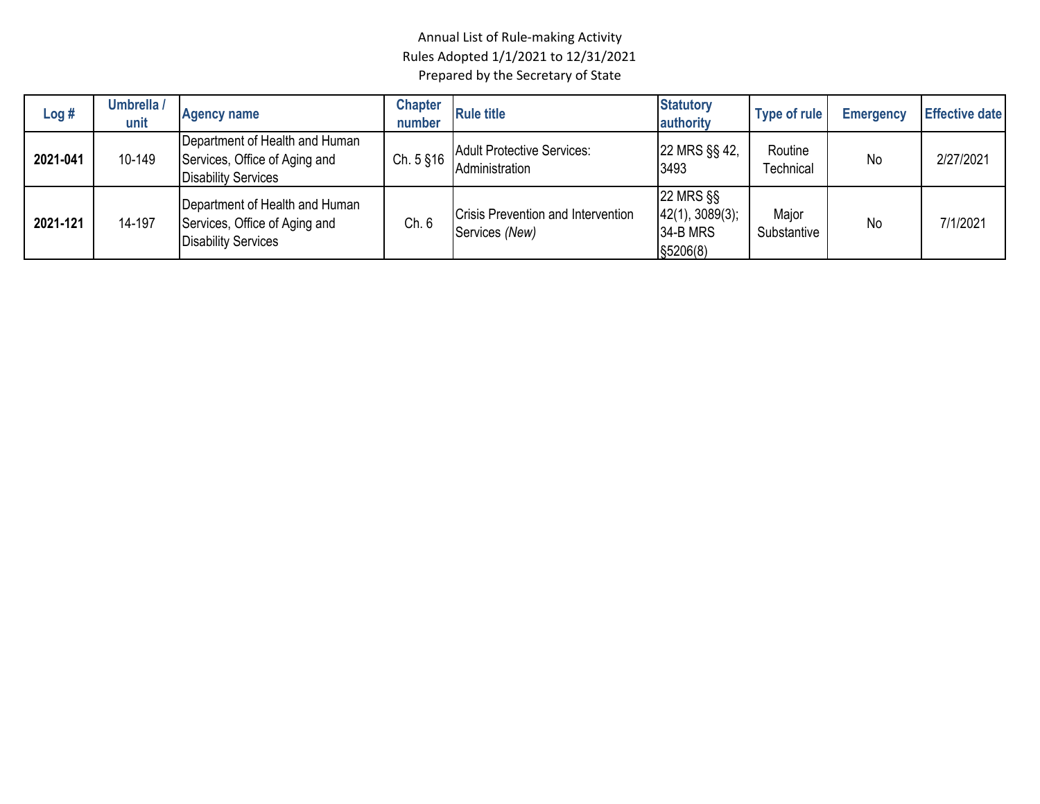Annual List of Rule-making Activity
Rules Adopted 1/1/2021 to 12/31/2021
Prepared by the Secretary of State

| Log # | Umbrella / unit | Agency name | Chapter number | Rule title | Statutory authority | Type of rule | Emergency | Effective date |
|---|---|---|---|---|---|---|---|---|
| **2021-041** | 10-149 | Department of Health and Human Services, Office of Aging and Disability Services | Ch. 5 §16 | Adult Protective Services: Administration | 22 MRS §§ 42, 3493 | Routine Technical | No | 2/27/2021 |
| **2021-121** | 14-197 | Department of Health and Human Services, Office of Aging and Disability Services | Ch. 6 | Crisis Prevention and Intervention Services *(New)* | 22 MRS §§ 42(1), 3089(3); 34-B MRS §5206(8) | Major Substantive | No | 7/1/2021 |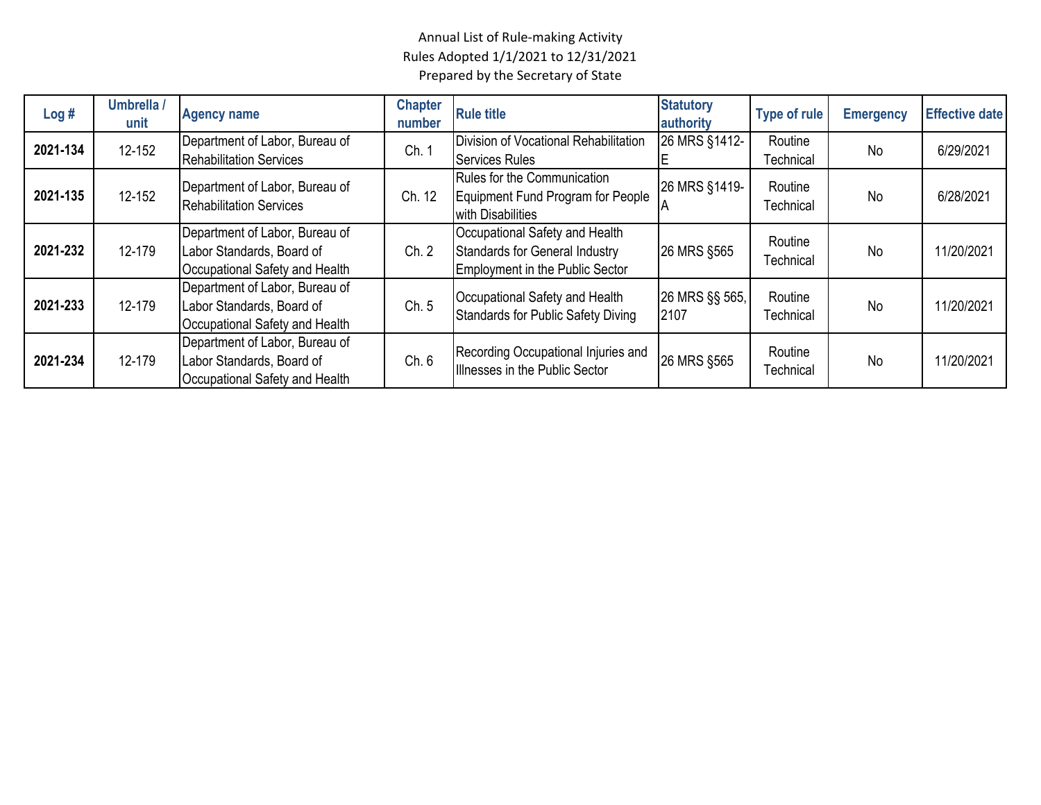Annual List of Rule-making Activity
Rules Adopted 1/1/2021 to 12/31/2021
Prepared by the Secretary of State

| Log # | Umbrella / unit | Agency name | Chapter number | Rule title | Statutory authority | Type of rule | Emergency | Effective date |
|---|---|---|---|---|---|---|---|---|
| **2021-134** | 12-152 | Department of Labor, Bureau of Rehabilitation Services | Ch. 1 | Division of Vocational Rehabilitation Services Rules | 26 MRS §1412-E | Routine Technical | No | 6/29/2021 |
| **2021-135** | 12-152 | Department of Labor, Bureau of Rehabilitation Services | Ch. 12 | Rules for the Communication Equipment Fund Program for People with Disabilities | 26 MRS §1419-A | Routine Technical | No | 6/28/2021 |
| **2021-232** | 12-179 | Department of Labor, Bureau of Labor Standards, Board of Occupational Safety and Health | Ch. 2 | Occupational Safety and Health Standards for General Industry Employment in the Public Sector | 26 MRS §565 | Routine Technical | No | 11/20/2021 |
| **2021-233** | 12-179 | Department of Labor, Bureau of Labor Standards, Board of Occupational Safety and Health | Ch. 5 | Occupational Safety and Health Standards for Public Safety Diving | 26 MRS §§ 565, 2107 | Routine Technical | No | 11/20/2021 |
| **2021-234** | 12-179 | Department of Labor, Bureau of Labor Standards, Board of Occupational Safety and Health | Ch. 6 | Recording Occupational Injuries and Illnesses in the Public Sector | 26 MRS §565 | Routine Technical | No | 11/20/2021 |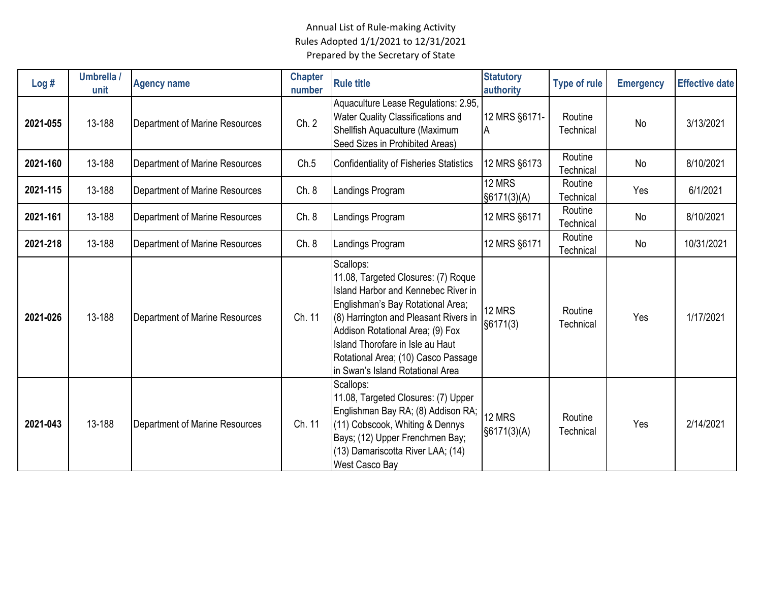Annual List of Rule-making Activity
Rules Adopted 1/1/2021 to 12/31/2021
Prepared by the Secretary of State

| Log # | Umbrella / unit | Agency name | Chapter number | Rule title | Statutory authority | Type of rule | Emergency | Effective date |
|---|---|---|---|---|---|---|---|---|
| **2021-055** | 13-188 | Department of Marine Resources | Ch. 2 | Aquaculture Lease Regulations: 2.95, Water Quality Classifications and Shellfish Aquaculture (Maximum Seed Sizes in Prohibited Areas) | 12 MRS §6171-A | Routine Technical | No | 3/13/2021 |
| **2021-160** | 13-188 | Department of Marine Resources | Ch.5 | Confidentiality of Fisheries Statistics | 12 MRS §6173 | Routine Technical | No | 8/10/2021 |
| **2021-115** | 13-188 | Department of Marine Resources | Ch. 8 | Landings Program | 12 MRS §6171(3)(A) | Routine Technical | Yes | 6/1/2021 |
| **2021-161** | 13-188 | Department of Marine Resources | Ch. 8 | Landings Program | 12 MRS §6171 | Routine Technical | No | 8/10/2021 |
| **2021-218** | 13-188 | Department of Marine Resources | Ch. 8 | Landings Program | 12 MRS §6171 | Routine Technical | No | 10/31/2021 |
| **2021-026** | 13-188 | Department of Marine Resources | Ch. 11 | Scallops: 11.08, Targeted Closures: (7) Roque Island Harbor and Kennebec River in Englishman's Bay Rotational Area; (8) Harrington and Pleasant Rivers in Addison Rotational Area; (9) Fox Island Thorofare in Isle au Haut Rotational Area; (10) Casco Passage in Swan's Island Rotational Area | 12 MRS §6171(3) | Routine Technical | Yes | 1/17/2021 |
| **2021-043** | 13-188 | Department of Marine Resources | Ch. 11 | Scallops: 11.08, Targeted Closures: (7) Upper Englishman Bay RA; (8) Addison RA; (11) Cobscook, Whiting & Dennys Bays; (12) Upper Frenchmen Bay; (13) Damariscotta River LAA; (14) West Casco Bay | 12 MRS §6171(3)(A) | Routine Technical | Yes | 2/14/2021 |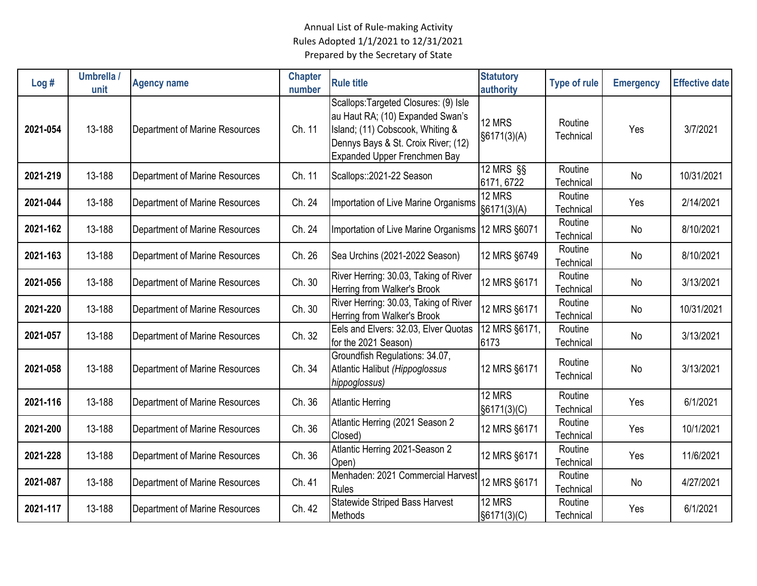Annual List of Rule-making Activity
Rules Adopted 1/1/2021 to 12/31/2021
Prepared by the Secretary of State

| Log # | Umbrella / unit | Agency name | Chapter number | Rule title | Statutory authority | Type of rule | Emergency | Effective date |
|---|---|---|---|---|---|---|---|---|
| **2021-054** | 13-188 | Department of Marine Resources | Ch. 11 | Scallops:Targeted Closures: (9) Isle au Haut RA; (10) Expanded Swan's Island; (11) Cobscook, Whiting & Dennys Bays & St. Croix River; (12) Expanded Upper Frenchmen Bay | 12 MRS §6171(3)(A) | Routine Technical | Yes | 3/7/2021 |
| **2021-219** | 13-188 | Department of Marine Resources | Ch. 11 | Scallops::2021-22 Season | 12 MRS §§ 6171, 6722 | Routine Technical | No | 10/31/2021 |
| **2021-044** | 13-188 | Department of Marine Resources | Ch. 24 | Importation of Live Marine Organisms | 12 MRS §6171(3)(A) | Routine Technical | Yes | 2/14/2021 |
| **2021-162** | 13-188 | Department of Marine Resources | Ch. 24 | Importation of Live Marine Organisms | 12 MRS §6071 | Routine Technical | No | 8/10/2021 |
| **2021-163** | 13-188 | Department of Marine Resources | Ch. 26 | Sea Urchins (2021-2022 Season) | 12 MRS §6749 | Routine Technical | No | 8/10/2021 |
| **2021-056** | 13-188 | Department of Marine Resources | Ch. 30 | River Herring: 30.03, Taking of River Herring from Walker's Brook | 12 MRS §6171 | Routine Technical | No | 3/13/2021 |
| **2021-220** | 13-188 | Department of Marine Resources | Ch. 30 | River Herring: 30.03, Taking of River Herring from Walker's Brook | 12 MRS §6171 | Routine Technical | No | 10/31/2021 |
| **2021-057** | 13-188 | Department of Marine Resources | Ch. 32 | Eels and Elvers: 32.03, Elver Quotas for the 2021 Season) | 12 MRS §6171, 6173 | Routine Technical | No | 3/13/2021 |
| **2021-058** | 13-188 | Department of Marine Resources | Ch. 34 | Groundfish Regulations: 34.07, Atlantic Halibut *(Hippoglossus hippoglossus)* | 12 MRS §6171 | Routine Technical | No | 3/13/2021 |
| **2021-116** | 13-188 | Department of Marine Resources | Ch. 36 | Atlantic Herring | 12 MRS §6171(3)(C) | Routine Technical | Yes | 6/1/2021 |
| **2021-200** | 13-188 | Department of Marine Resources | Ch. 36 | Atlantic Herring (2021 Season 2 Closed) | 12 MRS §6171 | Routine Technical | Yes | 10/1/2021 |
| **2021-228** | 13-188 | Department of Marine Resources | Ch. 36 | Atlantic Herring 2021-Season 2 Open) | 12 MRS §6171 | Routine Technical | Yes | 11/6/2021 |
| **2021-087** | 13-188 | Department of Marine Resources | Ch. 41 | Menhaden: 2021 Commercial Harvest Rules | 12 MRS §6171 | Routine Technical | No | 4/27/2021 |
| **2021-117** | 13-188 | Department of Marine Resources | Ch. 42 | Statewide Striped Bass Harvest Methods | 12 MRS §6171(3)(C) | Routine Technical | Yes | 6/1/2021 |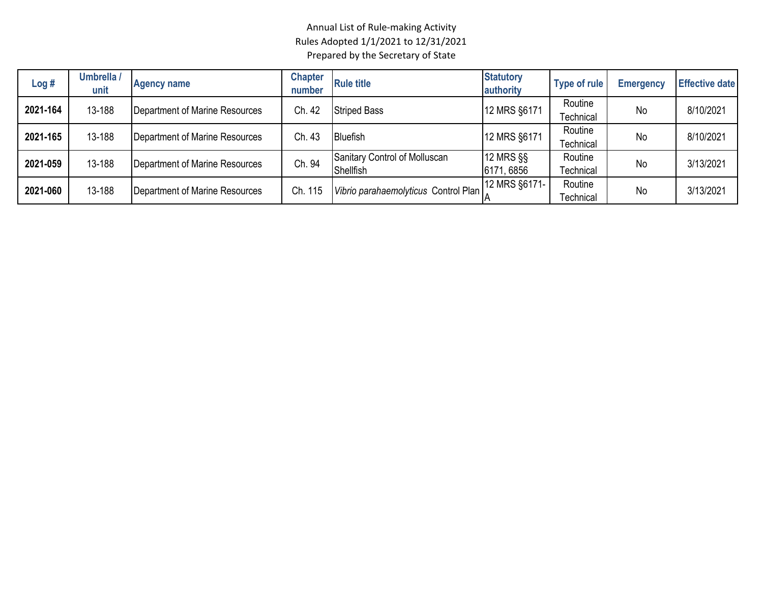Annual List of Rule-making Activity
Rules Adopted 1/1/2021 to 12/31/2021
Prepared by the Secretary of State

| Log # | Umbrella / unit | Agency name | Chapter number | Rule title | Statutory authority | Type of rule | Emergency | Effective date |
|---|---|---|---|---|---|---|---|---|
| **2021-164** | 13-188 | Department of Marine Resources | Ch. 42 | Striped Bass | 12 MRS §6171 | Routine Technical | No | 8/10/2021 |
| **2021-165** | 13-188 | Department of Marine Resources | Ch. 43 | Bluefish | 12 MRS §6171 | Routine Technical | No | 8/10/2021 |
| **2021-059** | 13-188 | Department of Marine Resources | Ch. 94 | Sanitary Control of Molluscan Shellfish | 12 MRS §§ 6171, 6856 | Routine Technical | No | 3/13/2021 |
| **2021-060** | 13-188 | Department of Marine Resources | Ch. 115 | *Vibrio parahaemolyticus* Control Plan | 12 MRS §6171-A | Routine Technical | No | 3/13/2021 |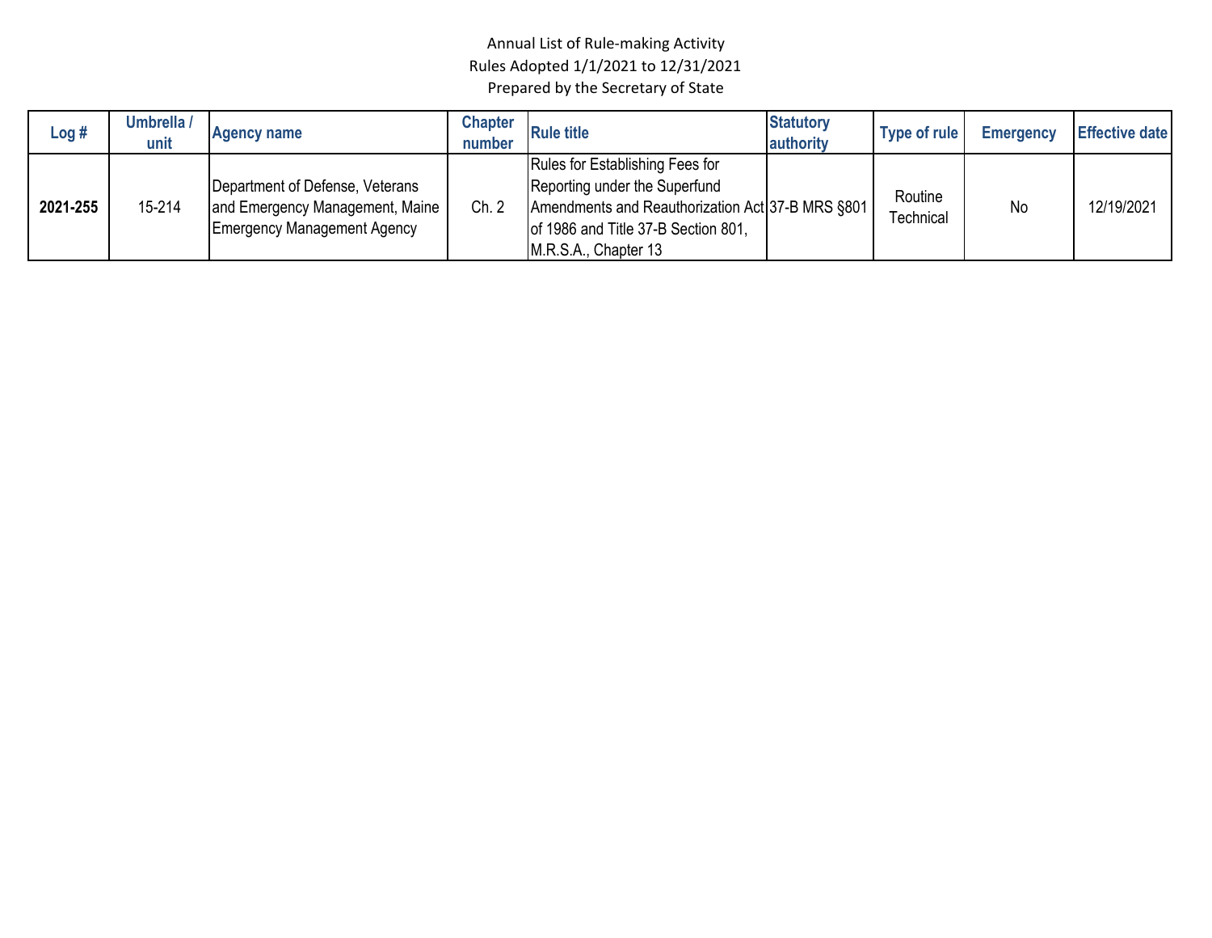Annual List of Rule-making Activity
Rules Adopted 1/1/2021 to 12/31/2021
Prepared by the Secretary of State

| Log # | Umbrella / unit | Agency name | Chapter number | Rule title | Statutory authority | Type of rule | Emergency | Effective date |
|---|---|---|---|---|---|---|---|---|
| **2021-255** | 15-214 | Department of Defense, Veterans and Emergency Management, Maine Emergency Management Agency | Ch. 2 | Rules for Establishing Fees for Reporting under the Superfund Amendments and Reauthorization Act of 1986 and Title 37-B Section 801, M.R.S.A., Chapter 13 | 37-B MRS §801 | Routine Technical | No | 12/19/2021 |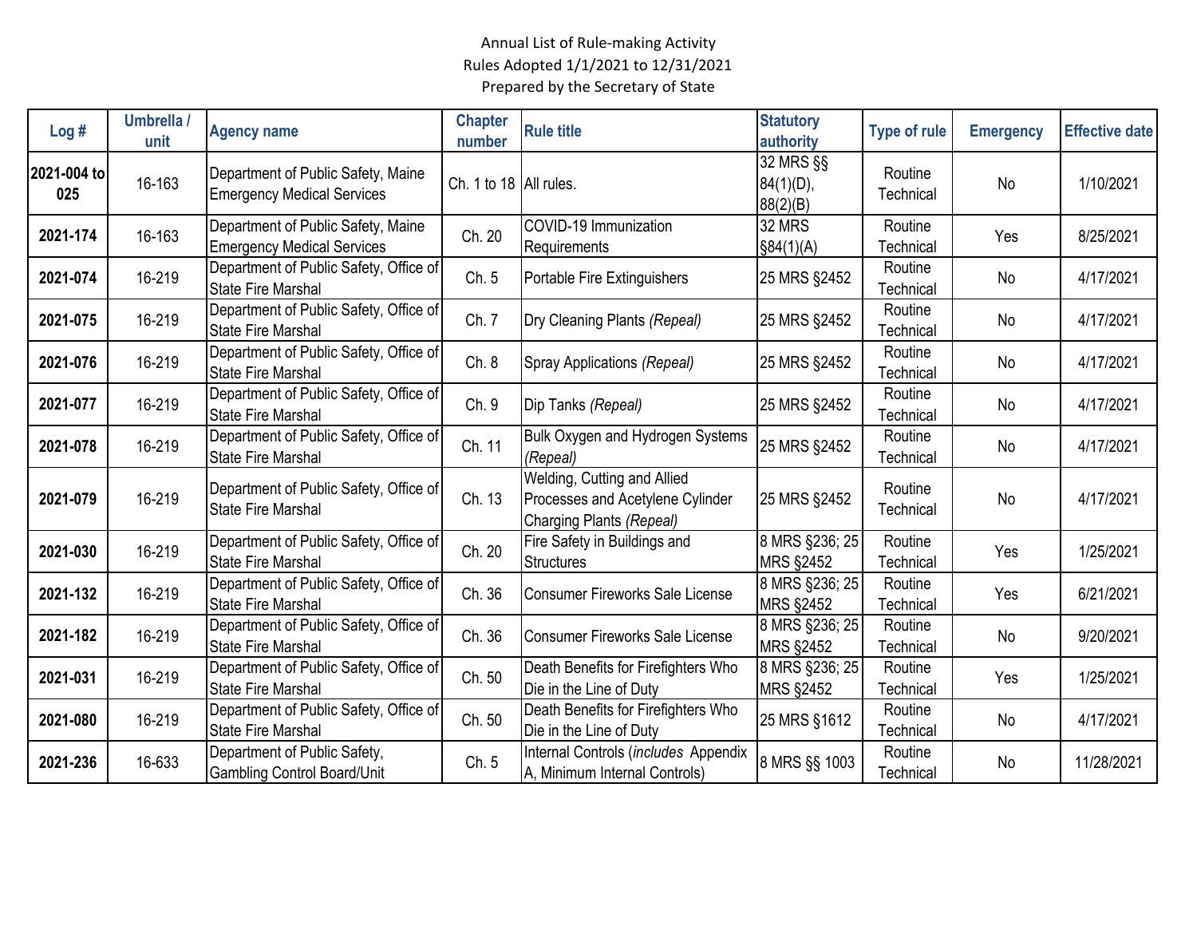Annual List of Rule-making Activity
Rules Adopted 1/1/2021 to 12/31/2021
Prepared by the Secretary of State

| Log # | Umbrella / unit | Agency name | Chapter number | Rule title | Statutory authority | Type of rule | Emergency | Effective date |
|---|---|---|---|---|---|---|---|---|
| **2021-004 to 025** | 16-163 | Department of Public Safety, Maine Emergency Medical Services | Ch. 1 to 18 | All rules. | 32 MRS §§ 84(1)(D), 88(2)(B) | Routine Technical | No | 1/10/2021 |
| **2021-174** | 16-163 | Department of Public Safety, Maine Emergency Medical Services | Ch. 20 | COVID-19 Immunization Requirements | 32 MRS §84(1)(A) | Routine Technical | Yes | 8/25/2021 |
| **2021-074** | 16-219 | Department of Public Safety, Office of State Fire Marshal | Ch. 5 | Portable Fire Extinguishers | 25 MRS §2452 | Routine Technical | No | 4/17/2021 |
| **2021-075** | 16-219 | Department of Public Safety, Office of State Fire Marshal | Ch. 7 | Dry Cleaning Plants *(Repeal)* | 25 MRS §2452 | Routine Technical | No | 4/17/2021 |
| **2021-076** | 16-219 | Department of Public Safety, Office of State Fire Marshal | Ch. 8 | Spray Applications *(Repeal)* | 25 MRS §2452 | Routine Technical | No | 4/17/2021 |
| **2021-077** | 16-219 | Department of Public Safety, Office of State Fire Marshal | Ch. 9 | Dip Tanks *(Repeal)* | 25 MRS §2452 | Routine Technical | No | 4/17/2021 |
| **2021-078** | 16-219 | Department of Public Safety, Office of State Fire Marshal | Ch. 11 | Bulk Oxygen and Hydrogen Systems *(Repeal)* | 25 MRS §2452 | Routine Technical | No | 4/17/2021 |
| **2021-079** | 16-219 | Department of Public Safety, Office of State Fire Marshal | Ch. 13 | Welding, Cutting and Allied Processes and Acetylene Cylinder Charging Plants *(Repeal)* | 25 MRS §2452 | Routine Technical | No | 4/17/2021 |
| **2021-030** | 16-219 | Department of Public Safety, Office of State Fire Marshal | Ch. 20 | Fire Safety in Buildings and Structures | 8 MRS §236; 25 MRS §2452 | Routine Technical | Yes | 1/25/2021 |
| **2021-132** | 16-219 | Department of Public Safety, Office of State Fire Marshal | Ch. 36 | Consumer Fireworks Sale License | 8 MRS §236; 25 MRS §2452 | Routine Technical | Yes | 6/21/2021 |
| **2021-182** | 16-219 | Department of Public Safety, Office of State Fire Marshal | Ch. 36 | Consumer Fireworks Sale License | 8 MRS §236; 25 MRS §2452 | Routine Technical | No | 9/20/2021 |
| **2021-031** | 16-219 | Department of Public Safety, Office of State Fire Marshal | Ch. 50 | Death Benefits for Firefighters Who Die in the Line of Duty | 8 MRS §236; 25 MRS §2452 | Routine Technical | Yes | 1/25/2021 |
| **2021-080** | 16-219 | Department of Public Safety, Office of State Fire Marshal | Ch. 50 | Death Benefits for Firefighters Who Die in the Line of Duty | 25 MRS §1612 | Routine Technical | No | 4/17/2021 |
| **2021-236** | 16-633 | Department of Public Safety, Gambling Control Board/Unit | Ch. 5 | Internal Controls (*includes* Appendix A, Minimum Internal Controls) | 8 MRS §§ 1003 | Routine Technical | No | 11/28/2021 |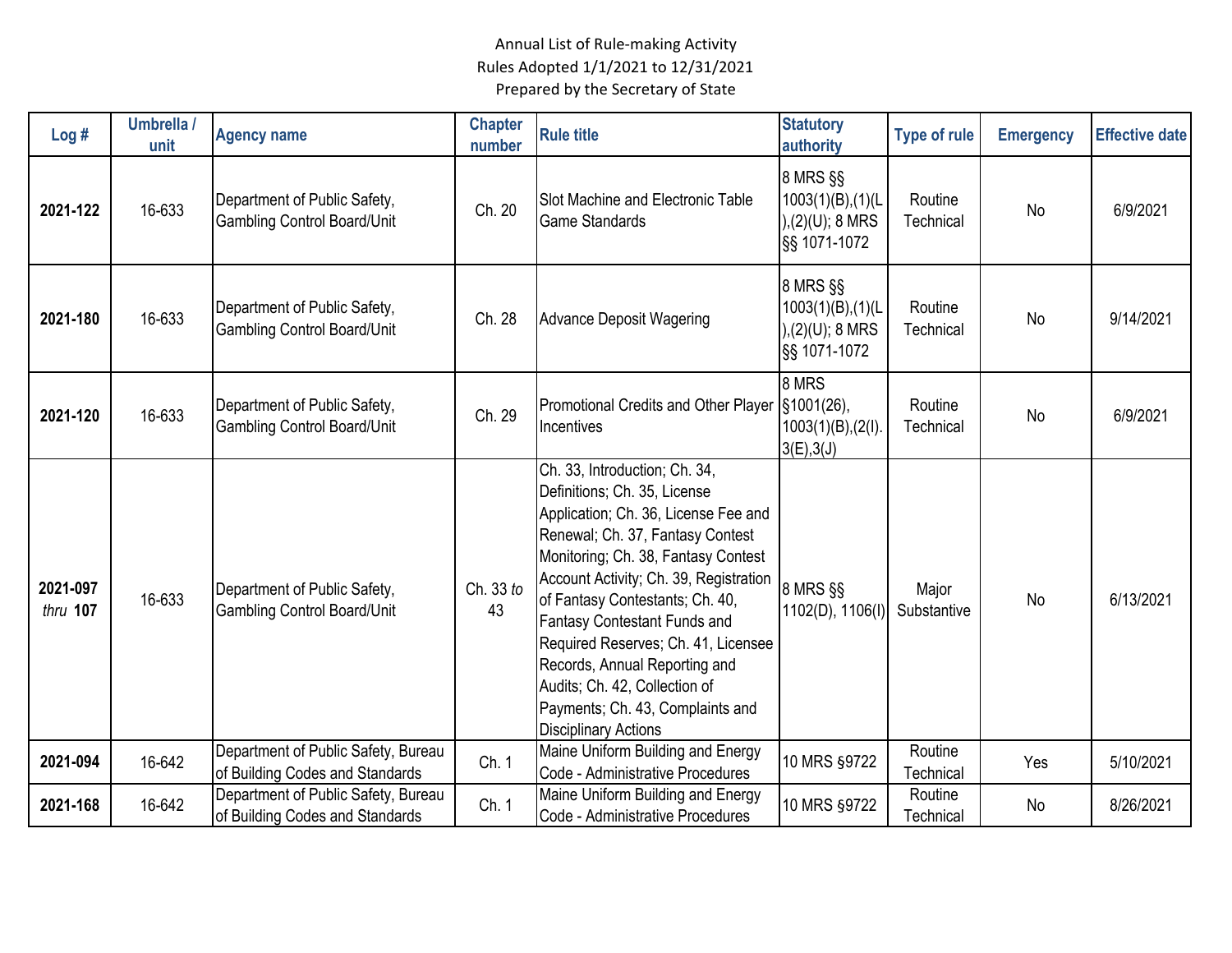Annual List of Rule-making Activity
Rules Adopted 1/1/2021 to 12/31/2021
Prepared by the Secretary of State

| Log # | Umbrella / unit | Agency name | Chapter number | Rule title | Statutory authority | Type of rule | Emergency | Effective date |
|---|---|---|---|---|---|---|---|---|
| **2021-122** | 16-633 | Department of Public Safety, Gambling Control Board/Unit | Ch. 20 | Slot Machine and Electronic Table Game Standards | 8 MRS §§ 1003(1)(B),(1)(L),(2)(U); 8 MRS §§ 1071-1072 | Routine Technical | No | 6/9/2021 |
| **2021-180** | 16-633 | Department of Public Safety, Gambling Control Board/Unit | Ch. 28 | Advance Deposit Wagering | 8 MRS §§ 1003(1)(B),(1)(L),(2)(U); 8 MRS §§ 1071-1072 | Routine Technical | No | 9/14/2021 |
| **2021-120** | 16-633 | Department of Public Safety, Gambling Control Board/Unit | Ch. 29 | Promotional Credits and Other Player Incentives | 8 MRS §1001(26), 1003(1)(B),(2(I).3(E),3(J) | Routine Technical | No | 6/9/2021 |
| **2021-097** *thru* **107** | 16-633 | Department of Public Safety, Gambling Control Board/Unit | Ch. 33 *to* 43 | Ch. 33, Introduction; Ch. 34, Definitions; Ch. 35, License Application; Ch. 36, License Fee and Renewal; Ch. 37, Fantasy Contest Monitoring; Ch. 38, Fantasy Contest Account Activity; Ch. 39, Registration of Fantasy Contestants; Ch. 40, Fantasy Contestant Funds and Required Reserves; Ch. 41, Licensee Records, Annual Reporting and Audits; Ch. 42, Collection of Payments; Ch. 43, Complaints and Disciplinary Actions | 8 MRS §§ 1102(D), 1106(I) | Major Substantive | No | 6/13/2021 |
| **2021-094** | 16-642 | Department of Public Safety, Bureau of Building Codes and Standards | Ch. 1 | Maine Uniform Building and Energy Code - Administrative Procedures | 10 MRS §9722 | Routine Technical | Yes | 5/10/2021 |
| **2021-168** | 16-642 | Department of Public Safety, Bureau of Building Codes and Standards | Ch. 1 | Maine Uniform Building and Energy Code - Administrative Procedures | 10 MRS §9722 | Routine Technical | No | 8/26/2021 |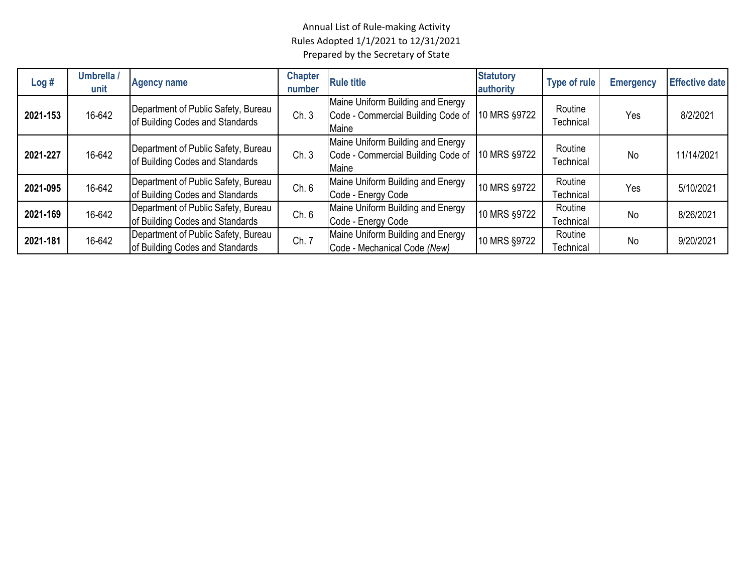Annual List of Rule-making Activity
Rules Adopted 1/1/2021 to 12/31/2021
Prepared by the Secretary of State

| Log # | Umbrella / unit | Agency name | Chapter number | Rule title | Statutory authority | Type of rule | Emergency | Effective date |
|---|---|---|---|---|---|---|---|---|
| **2021-153** | 16-642 | Department of Public Safety, Bureau of Building Codes and Standards | Ch. 3 | Maine Uniform Building and Energy Code - Commercial Building Code of Maine | 10 MRS §9722 | Routine Technical | Yes | 8/2/2021 |
| **2021-227** | 16-642 | Department of Public Safety, Bureau of Building Codes and Standards | Ch. 3 | Maine Uniform Building and Energy Code - Commercial Building Code of Maine | 10 MRS §9722 | Routine Technical | No | 11/14/2021 |
| **2021-095** | 16-642 | Department of Public Safety, Bureau of Building Codes and Standards | Ch. 6 | Maine Uniform Building and Energy Code - Energy Code | 10 MRS §9722 | Routine Technical | Yes | 5/10/2021 |
| **2021-169** | 16-642 | Department of Public Safety, Bureau of Building Codes and Standards | Ch. 6 | Maine Uniform Building and Energy Code - Energy Code | 10 MRS §9722 | Routine Technical | No | 8/26/2021 |
| **2021-181** | 16-642 | Department of Public Safety, Bureau of Building Codes and Standards | Ch. 7 | Maine Uniform Building and Energy Code - Mechanical Code *(New)* | 10 MRS §9722 | Routine Technical | No | 9/20/2021 |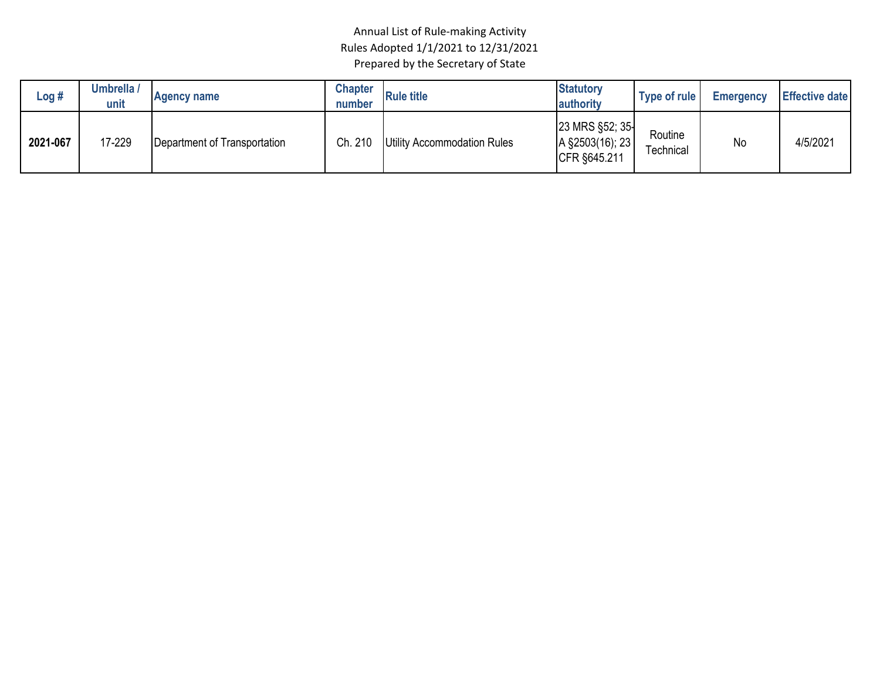Annual List of Rule-making Activity
Rules Adopted 1/1/2021 to 12/31/2021
Prepared by the Secretary of State

| Log # | Umbrella / unit | Agency name | Chapter number | Rule title | Statutory authority | Type of rule | Emergency | Effective date |
|---|---|---|---|---|---|---|---|---|
| **2021-067** | 17-229 | Department of Transportation | Ch. 210 | Utility Accommodation Rules | 23 MRS §52; 35-A §2503(16); 23 CFR §645.211 | Routine Technical | No | 4/5/2021 |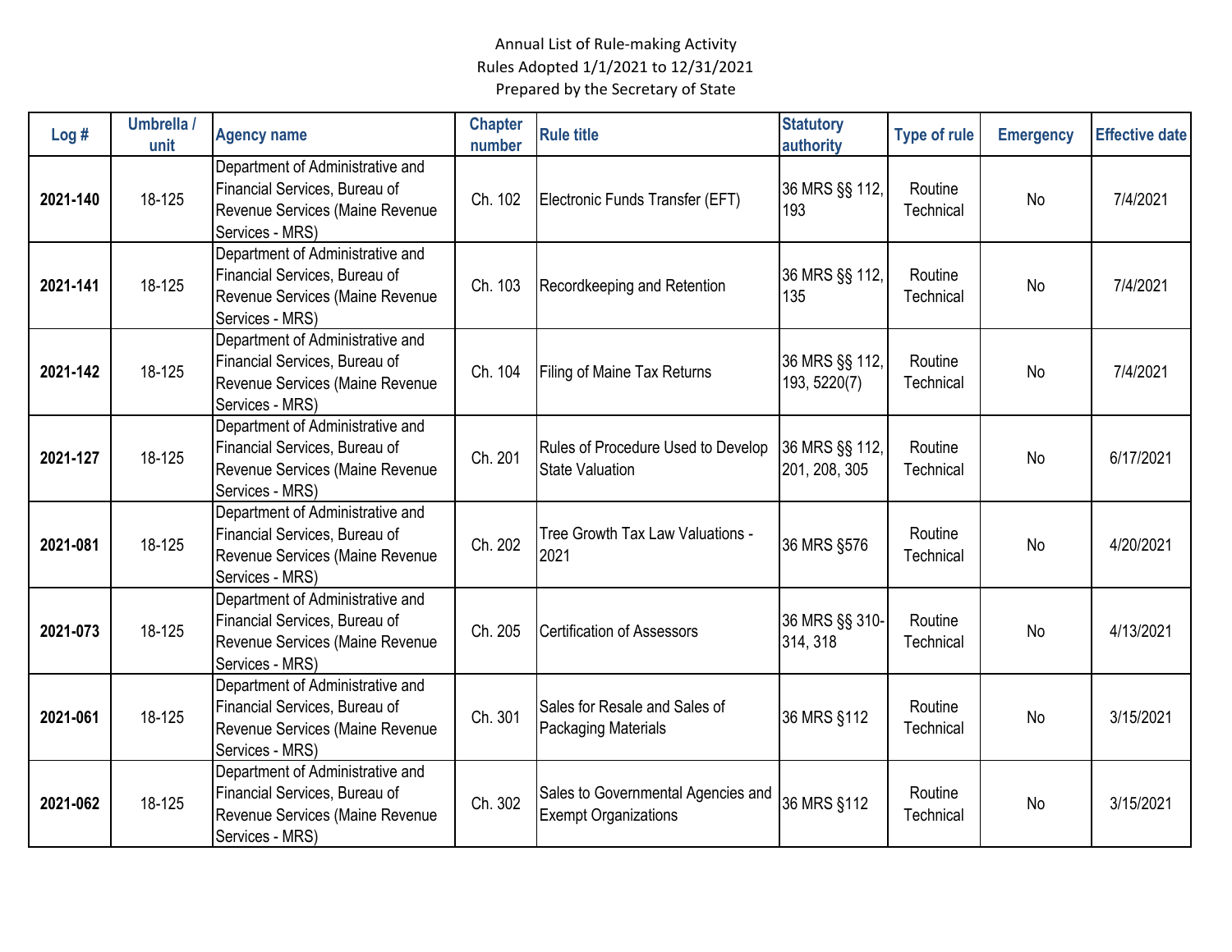Annual List of Rule-making Activity
Rules Adopted 1/1/2021 to 12/31/2021
Prepared by the Secretary of State

| Log # | Umbrella / unit | Agency name | Chapter number | Rule title | Statutory authority | Type of rule | Emergency | Effective date |
|---|---|---|---|---|---|---|---|---|
| **2021-140** | 18-125 | Department of Administrative and Financial Services, Bureau of Revenue Services (Maine Revenue Services - MRS) | Ch. 102 | Electronic Funds Transfer (EFT) | 36 MRS §§ 112, 193 | Routine Technical | No | 7/4/2021 |
| **2021-141** | 18-125 | Department of Administrative and Financial Services, Bureau of Revenue Services (Maine Revenue Services - MRS) | Ch. 103 | Recordkeeping and Retention | 36 MRS §§ 112, 135 | Routine Technical | No | 7/4/2021 |
| **2021-142** | 18-125 | Department of Administrative and Financial Services, Bureau of Revenue Services (Maine Revenue Services - MRS) | Ch. 104 | Filing of Maine Tax Returns | 36 MRS §§ 112, 193, 5220(7) | Routine Technical | No | 7/4/2021 |
| **2021-127** | 18-125 | Department of Administrative and Financial Services, Bureau of Revenue Services (Maine Revenue Services - MRS) | Ch. 201 | Rules of Procedure Used to Develop State Valuation | 36 MRS §§ 112, 201, 208, 305 | Routine Technical | No | 6/17/2021 |
| **2021-081** | 18-125 | Department of Administrative and Financial Services, Bureau of Revenue Services (Maine Revenue Services - MRS) | Ch. 202 | Tree Growth Tax Law Valuations - 2021 | 36 MRS §576 | Routine Technical | No | 4/20/2021 |
| **2021-073** | 18-125 | Department of Administrative and Financial Services, Bureau of Revenue Services (Maine Revenue Services - MRS) | Ch. 205 | Certification of Assessors | 36 MRS §§ 310-314, 318 | Routine Technical | No | 4/13/2021 |
| **2021-061** | 18-125 | Department of Administrative and Financial Services, Bureau of Revenue Services (Maine Revenue Services - MRS) | Ch. 301 | Sales for Resale and Sales of Packaging Materials | 36 MRS §112 | Routine Technical | No | 3/15/2021 |
| **2021-062** | 18-125 | Department of Administrative and Financial Services, Bureau of Revenue Services (Maine Revenue Services - MRS) | Ch. 302 | Sales to Governmental Agencies and Exempt Organizations | 36 MRS §112 | Routine Technical | No | 3/15/2021 |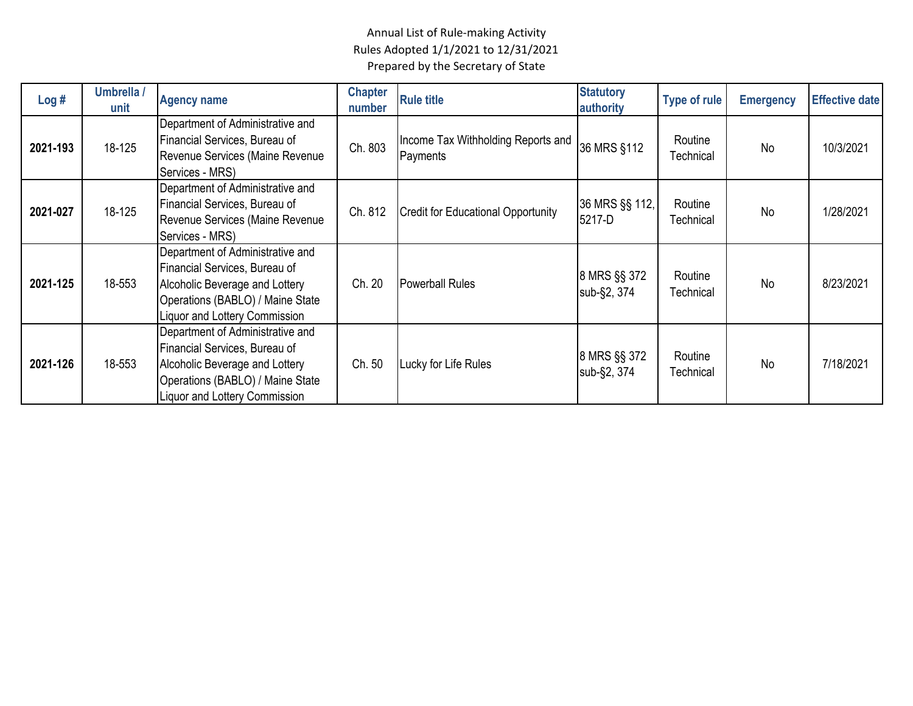Annual List of Rule-making Activity
Rules Adopted 1/1/2021 to 12/31/2021
Prepared by the Secretary of State

| Log # | Umbrella / unit | Agency name | Chapter number | Rule title | Statutory authority | Type of rule | Emergency | Effective date |
|---|---|---|---|---|---|---|---|---|
| **2021-193** | 18-125 | Department of Administrative and Financial Services, Bureau of Revenue Services (Maine Revenue Services - MRS) | Ch. 803 | Income Tax Withholding Reports and Payments | 36 MRS §112 | Routine Technical | No | 10/3/2021 |
| **2021-027** | 18-125 | Department of Administrative and Financial Services, Bureau of Revenue Services (Maine Revenue Services - MRS) | Ch. 812 | Credit for Educational Opportunity | 36 MRS §§ 112, 5217-D | Routine Technical | No | 1/28/2021 |
| **2021-125** | 18-553 | Department of Administrative and Financial Services, Bureau of Alcoholic Beverage and Lottery Operations (BABLO) / Maine State Liquor and Lottery Commission | Ch. 20 | Powerball Rules | 8 MRS §§ 372 sub-§2, 374 | Routine Technical | No | 8/23/2021 |
| **2021-126** | 18-553 | Department of Administrative and Financial Services, Bureau of Alcoholic Beverage and Lottery Operations (BABLO) / Maine State Liquor and Lottery Commission | Ch. 50 | Lucky for Life Rules | 8 MRS §§ 372 sub-§2, 374 | Routine Technical | No | 7/18/2021 |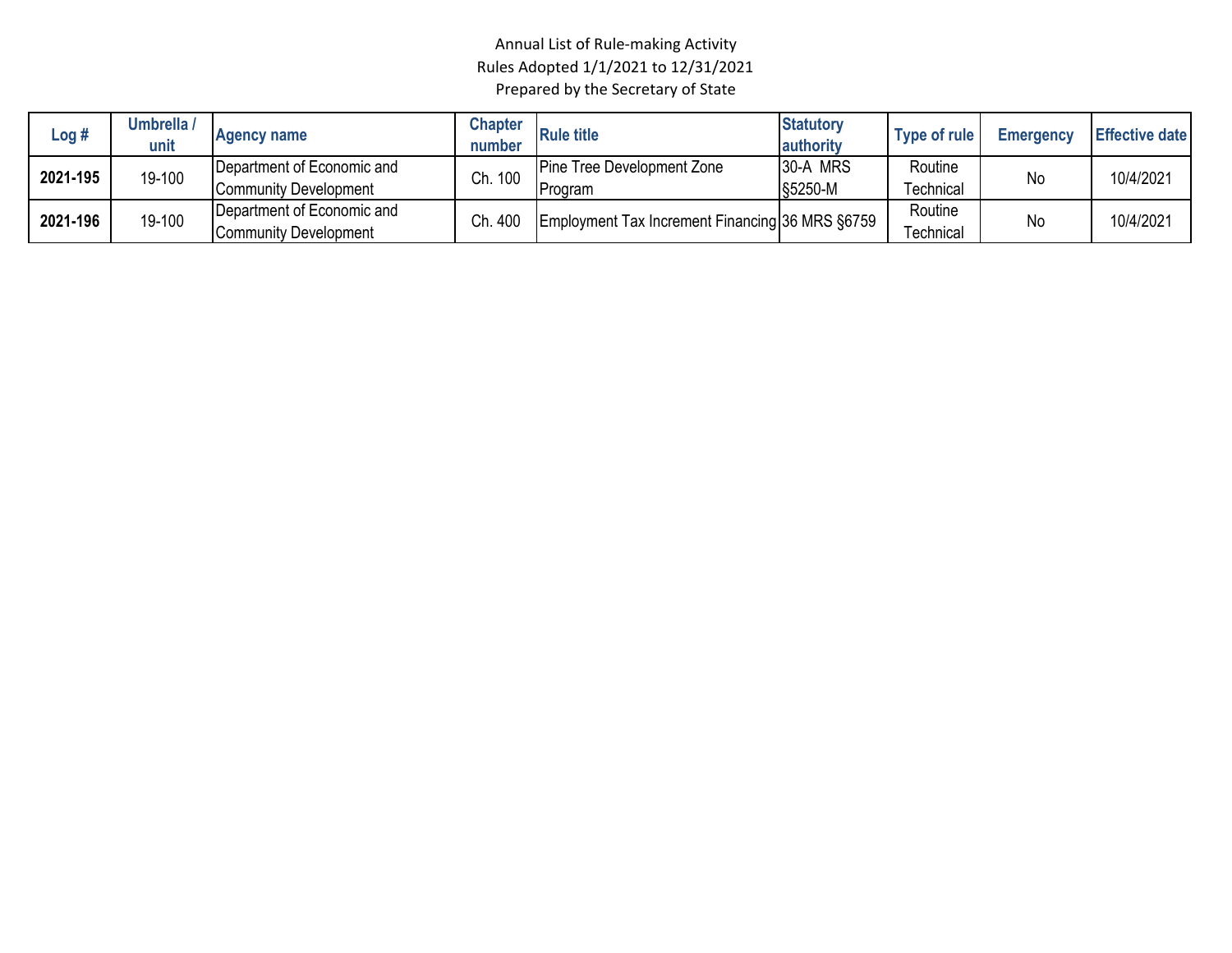Annual List of Rule-making Activity
Rules Adopted 1/1/2021 to 12/31/2021
Prepared by the Secretary of State

| Log # | Umbrella / unit | Agency name | Chapter number | Rule title | Statutory authority | Type of rule | Emergency | Effective date |
|---|---|---|---|---|---|---|---|---|
| **2021-195** | 19-100 | Department of Economic and Community Development | Ch. 100 | Pine Tree Development Zone Program | 30-A MRS §5250-M | Routine Technical | No | 10/4/2021 |
| **2021-196** | 19-100 | Department of Economic and Community Development | Ch. 400 | Employment Tax Increment Financing | 36 MRS §6759 | Routine Technical | No | 10/4/2021 |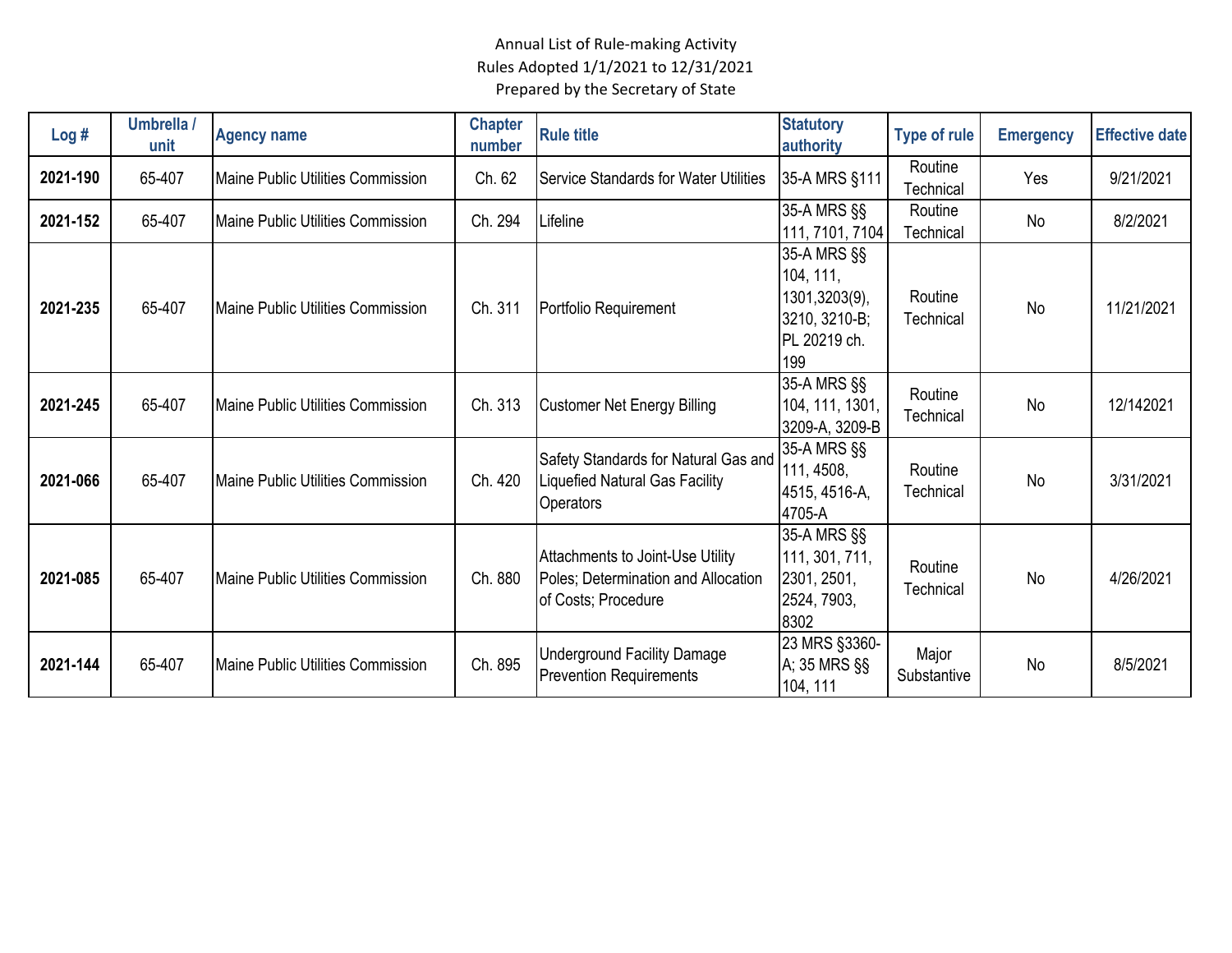Annual List of Rule-making Activity
Rules Adopted 1/1/2021 to 12/31/2021
Prepared by the Secretary of State

| Log # | Umbrella / unit | Agency name | Chapter number | Rule title | Statutory authority | Type of rule | Emergency | Effective date |
|---|---|---|---|---|---|---|---|---|
| **2021-190** | 65-407 | Maine Public Utilities Commission | Ch. 62 | Service Standards for Water Utilities | 35-A MRS §111 | Routine Technical | Yes | 9/21/2021 |
| **2021-152** | 65-407 | Maine Public Utilities Commission | Ch. 294 | Lifeline | 35-A MRS §§ 111, 7101, 7104 | Routine Technical | No | 8/2/2021 |
| **2021-235** | 65-407 | Maine Public Utilities Commission | Ch. 311 | Portfolio Requirement | 35-A MRS §§ 104, 111, 1301,3203(9), 3210, 3210-B; PL 20219 ch. 199 | Routine Technical | No | 11/21/2021 |
| **2021-245** | 65-407 | Maine Public Utilities Commission | Ch. 313 | Customer Net Energy Billing | 35-A MRS §§ 104, 111, 1301, 3209-A, 3209-B | Routine Technical | No | 12/142021 |
| **2021-066** | 65-407 | Maine Public Utilities Commission | Ch. 420 | Safety Standards for Natural Gas and Liquefied Natural Gas Facility Operators | 35-A MRS §§ 111, 4508, 4515, 4516-A, 4705-A | Routine Technical | No | 3/31/2021 |
| **2021-085** | 65-407 | Maine Public Utilities Commission | Ch. 880 | Attachments to Joint-Use Utility Poles; Determination and Allocation of Costs; Procedure | 35-A MRS §§ 111, 301, 711, 2301, 2501, 2524, 7903, 8302 | Routine Technical | No | 4/26/2021 |
| **2021-144** | 65-407 | Maine Public Utilities Commission | Ch. 895 | Underground Facility Damage Prevention Requirements | 23 MRS §3360-A; 35 MRS §§ 104, 111 | Major Substantive | No | 8/5/2021 |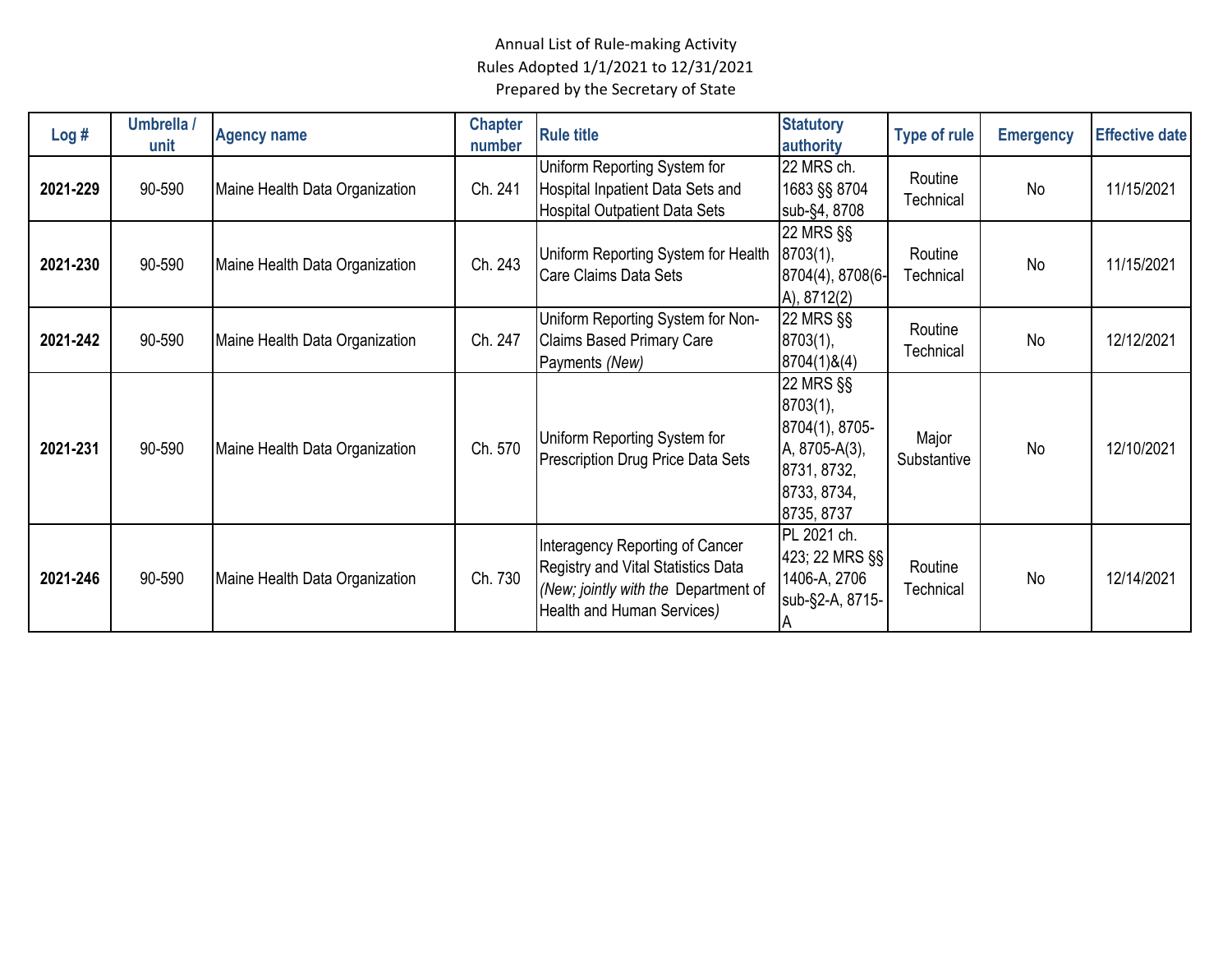Annual List of Rule-making Activity
Rules Adopted 1/1/2021 to 12/31/2021
Prepared by the Secretary of State

| Log # | Umbrella / unit | Agency name | Chapter number | Rule title | Statutory authority | Type of rule | Emergency | Effective date |
|---|---|---|---|---|---|---|---|---|
| **2021-229** | 90-590 | Maine Health Data Organization | Ch. 241 | Uniform Reporting System for Hospital Inpatient Data Sets and Hospital Outpatient Data Sets | 22 MRS ch. 1683 §§ 8704 sub-§4, 8708 | Routine Technical | No | 11/15/2021 |
| **2021-230** | 90-590 | Maine Health Data Organization | Ch. 243 | Uniform Reporting System for Health Care Claims Data Sets | 22 MRS §§ 8703(1), 8704(4), 8708(6-A), 8712(2) | Routine Technical | No | 11/15/2021 |
| **2021-242** | 90-590 | Maine Health Data Organization | Ch. 247 | Uniform Reporting System for Non-Claims Based Primary Care Payments *(New)* | 22 MRS §§ 8703(1), 8704(1)&(4) | Routine Technical | No | 12/12/2021 |
| **2021-231** | 90-590 | Maine Health Data Organization | Ch. 570 | Uniform Reporting System for Prescription Drug Price Data Sets | 22 MRS §§ 8703(1), 8704(1), 8705-A, 8705-A(3), 8731, 8732, 8733, 8734, 8735, 8737 | Major Substantive | No | 12/10/2021 |
| **2021-246** | 90-590 | Maine Health Data Organization | Ch. 730 | Interagency Reporting of Cancer Registry and Vital Statistics Data *(New; jointly with the* Department of Health and Human Services*)* | PL 2021 ch. 423; 22 MRS §§ 1406-A, 2706 sub-§2-A, 8715-A | Routine Technical | No | 12/14/2021 |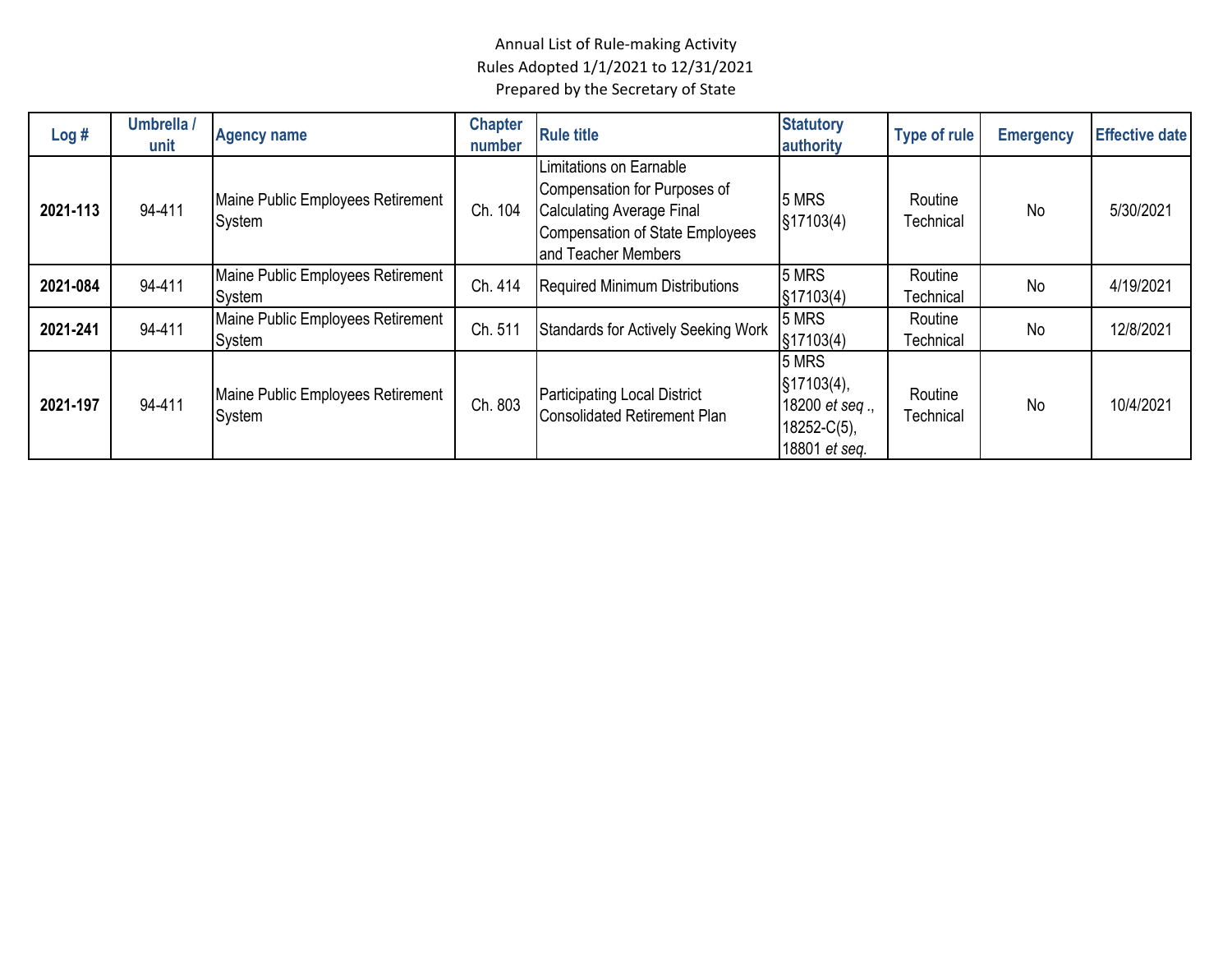Annual List of Rule-making Activity
Rules Adopted 1/1/2021 to 12/31/2021
Prepared by the Secretary of State

| Log # | Umbrella / unit | Agency name | Chapter number | Rule title | Statutory authority | Type of rule | Emergency | Effective date |
|---|---|---|---|---|---|---|---|---|
| **2021-113** | 94-411 | Maine Public Employees Retirement System | Ch. 104 | Limitations on Earnable Compensation for Purposes of Calculating Average Final Compensation of State Employees and Teacher Members | 5 MRS §17103(4) | Routine Technical | No | 5/30/2021 |
| **2021-084** | 94-411 | Maine Public Employees Retirement System | Ch. 414 | Required Minimum Distributions | 5 MRS §17103(4) | Routine Technical | No | 4/19/2021 |
| **2021-241** | 94-411 | Maine Public Employees Retirement System | Ch. 511 | Standards for Actively Seeking Work | 5 MRS §17103(4) | Routine Technical | No | 12/8/2021 |
| **2021-197** | 94-411 | Maine Public Employees Retirement System | Ch. 803 | Participating Local District Consolidated Retirement Plan | 5 MRS §17103(4), 18200 *et seq*., 18252-C(5), 18801 *et seq.* | Routine Technical | No | 10/4/2021 |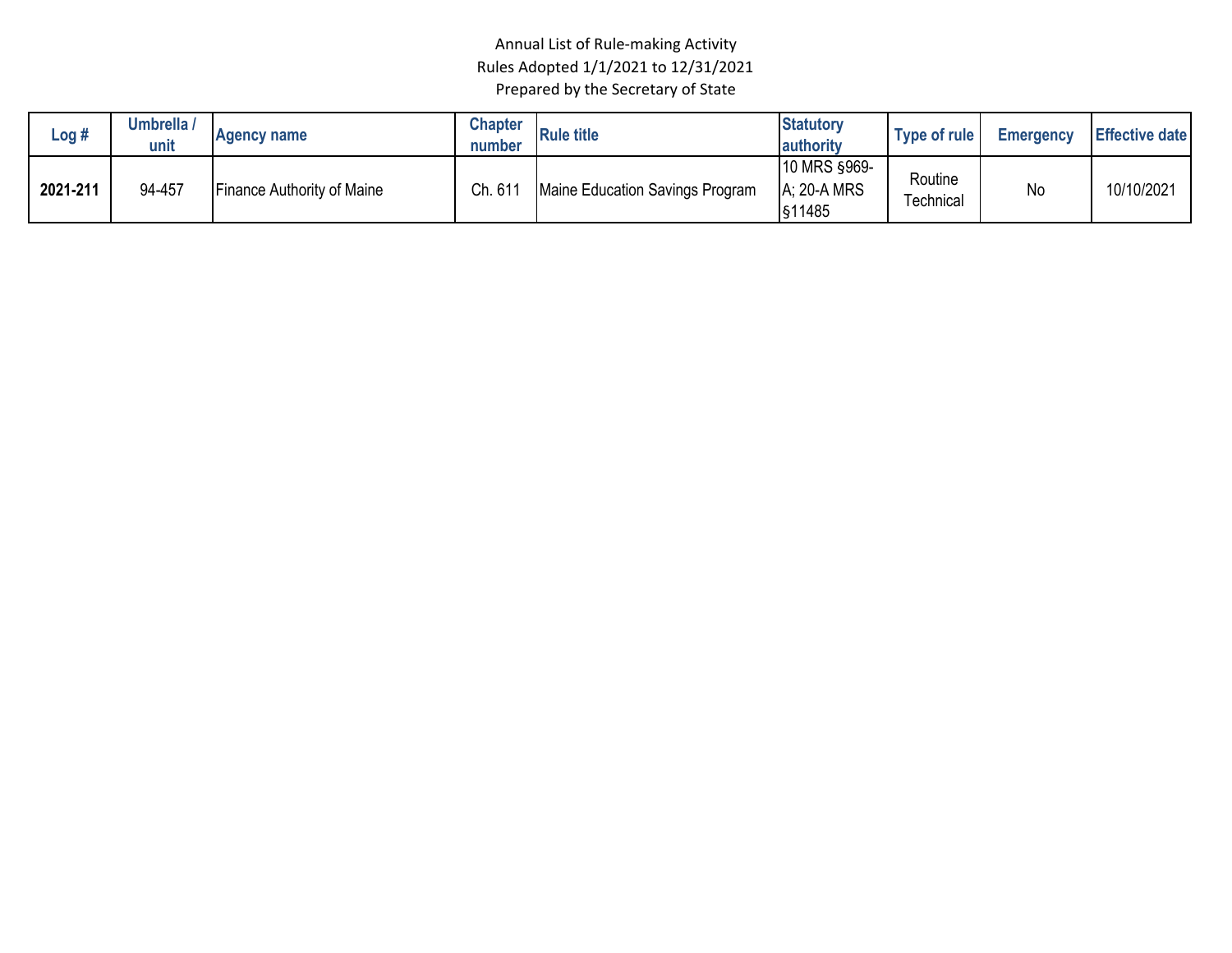Annual List of Rule-making Activity
Rules Adopted 1/1/2021 to 12/31/2021
Prepared by the Secretary of State

| Log # | Umbrella / unit | Agency name | Chapter number | Rule title | Statutory authority | Type of rule | Emergency | Effective date |
|---|---|---|---|---|---|---|---|---|
| **2021-211** | 94-457 | Finance Authority of Maine | Ch. 611 | Maine Education Savings Program | 10 MRS §969-A; 20-A MRS §11485 | Routine Technical | No | 10/10/2021 |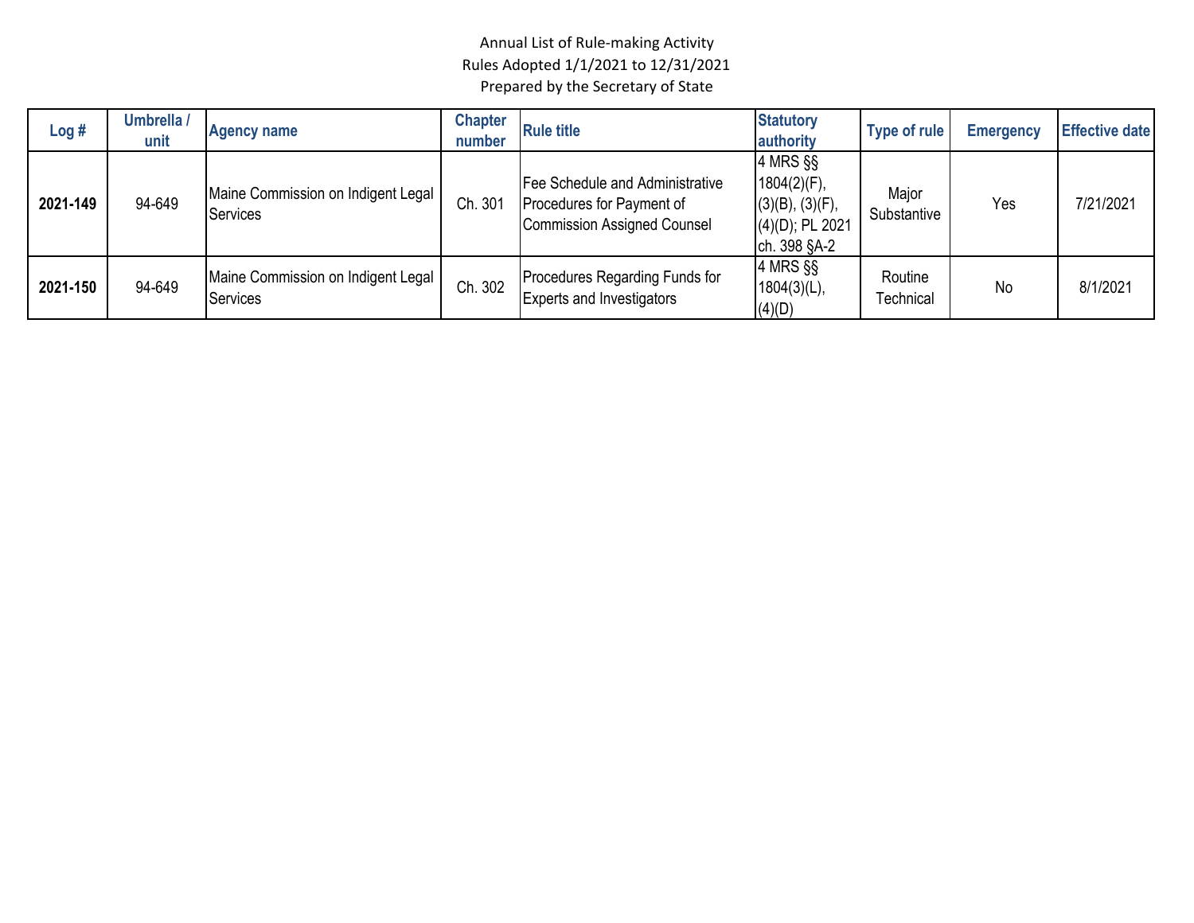Annual List of Rule-making Activity
Rules Adopted 1/1/2021 to 12/31/2021
Prepared by the Secretary of State

| Log # | Umbrella / unit | Agency name | Chapter number | Rule title | Statutory authority | Type of rule | Emergency | Effective date |
|---|---|---|---|---|---|---|---|---|
| **2021-149** | 94-649 | Maine Commission on Indigent Legal Services | Ch. 301 | Fee Schedule and Administrative Procedures for Payment of Commission Assigned Counsel | 4 MRS §§ 1804(2)(F), (3)(B), (3)(F), (4)(D); PL 2021 ch. 398 §A-2 | Major Substantive | Yes | 7/21/2021 |
| **2021-150** | 94-649 | Maine Commission on Indigent Legal Services | Ch. 302 | Procedures Regarding Funds for Experts and Investigators | 4 MRS §§ 1804(3)(L), (4)(D) | Routine Technical | No | 8/1/2021 |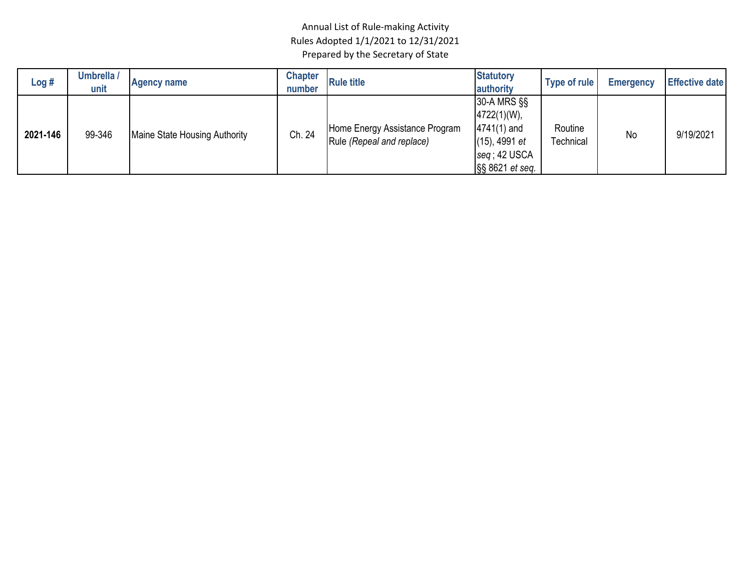Annual List of Rule-making Activity
Rules Adopted 1/1/2021 to 12/31/2021
Prepared by the Secretary of State

| Log # | Umbrella / unit | Agency name | Chapter number | Rule title | Statutory authority | Type of rule | Emergency | Effective date |
|---|---|---|---|---|---|---|---|---|
| **2021-146** | 99-346 | Maine State Housing Authority | Ch. 24 | Home Energy Assistance Program Rule *(Repeal and replace)* | 30-A MRS §§ 4722(1)(W), 4741(1) and (15), 4991 *et seq*; 42 USCA §§ 8621 *et seq.* | Routine Technical | No | 9/19/2021 |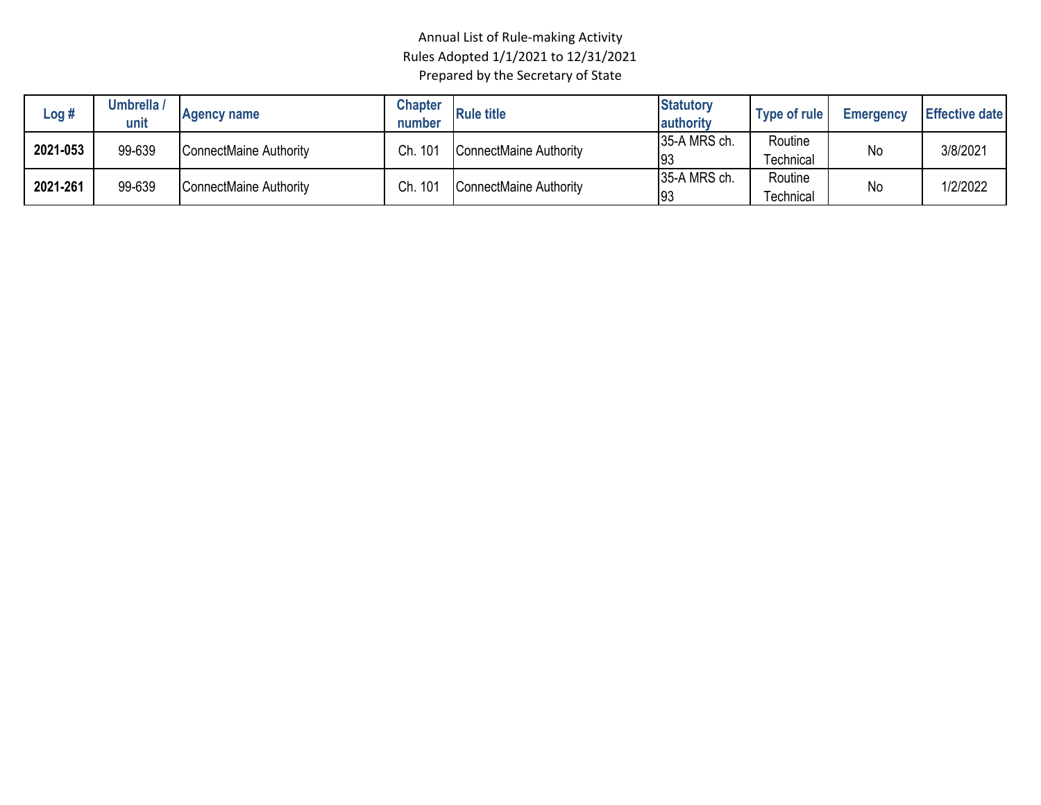Annual List of Rule-making Activity
Rules Adopted 1/1/2021 to 12/31/2021
Prepared by the Secretary of State

| Log # | Umbrella / unit | Agency name | Chapter number | Rule title | Statutory authority | Type of rule | Emergency | Effective date |
|---|---|---|---|---|---|---|---|---|
| **2021-053** | 99-639 | ConnectMaine Authority | Ch. 101 | ConnectMaine Authority | 35-A MRS ch. 93 | Routine Technical | No | 3/8/2021 |
| **2021-261** | 99-639 | ConnectMaine Authority | Ch. 101 | ConnectMaine Authority | 35-A MRS ch. 93 | Routine Technical | No | 1/2/2022 |